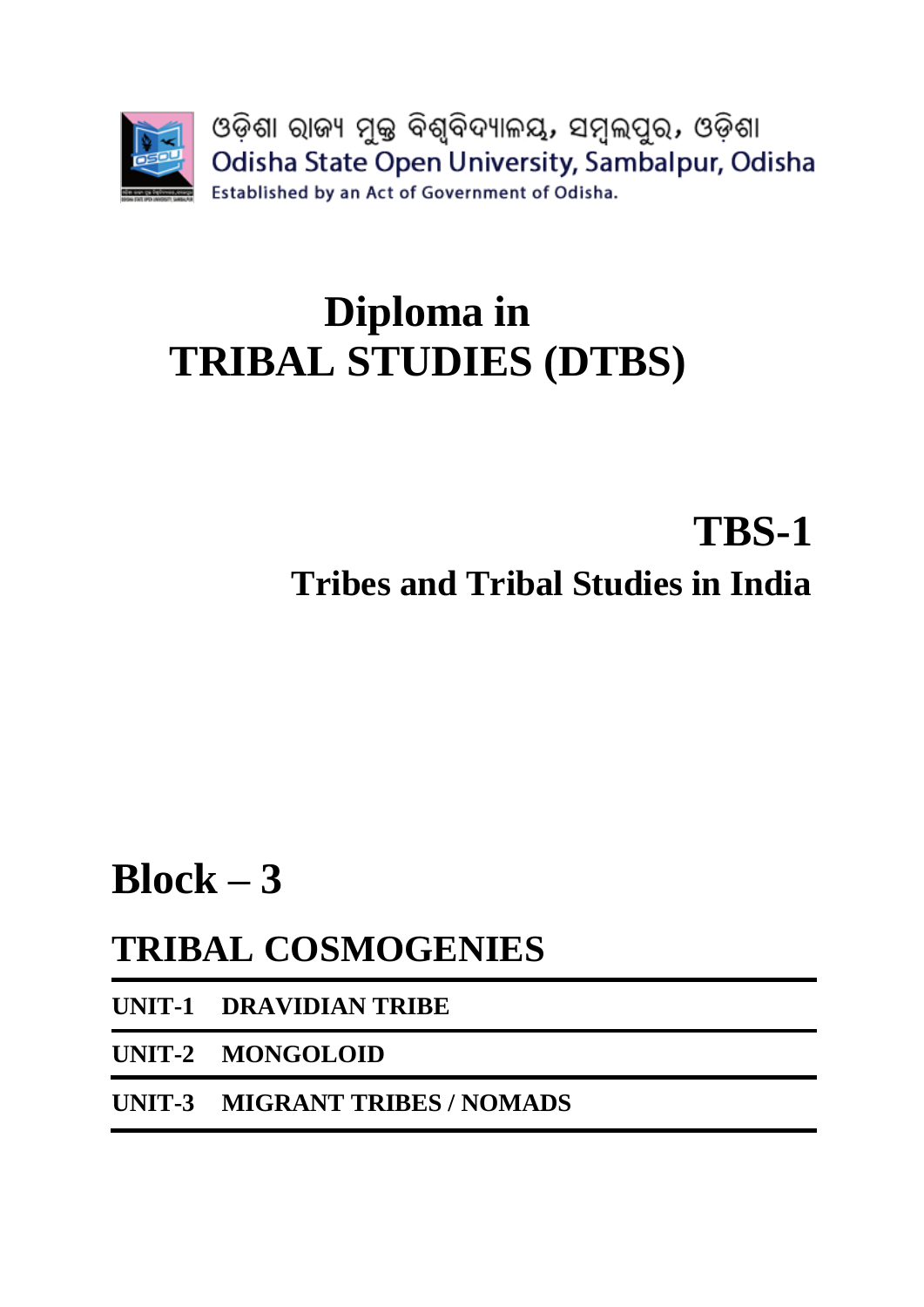ଓଡ଼ିଶା ରାଜ୍ୟ ମୁକ୍ତ ବିଶ୍ୱବିଦ୍ୟାଳୟ, ସମ୍ବଲପୁର, ଓଡ଼ିଶା

Odisha State Open University, Sambalpur, Odisha

Established by an Act of Government of Odisha.

# Diploma in
# TRIBAL STUDIES (DTBS)

## TBS-1

## Tribes and Tribal Studies in India

# Block – 3

## TRIBAL COSMOGENIES

**UNIT-1 DRAVIDIAN TRIBE**

**UNIT-2 MONGOLOID**

**UNIT-3 MIGRANT TRIBES / NOMADS**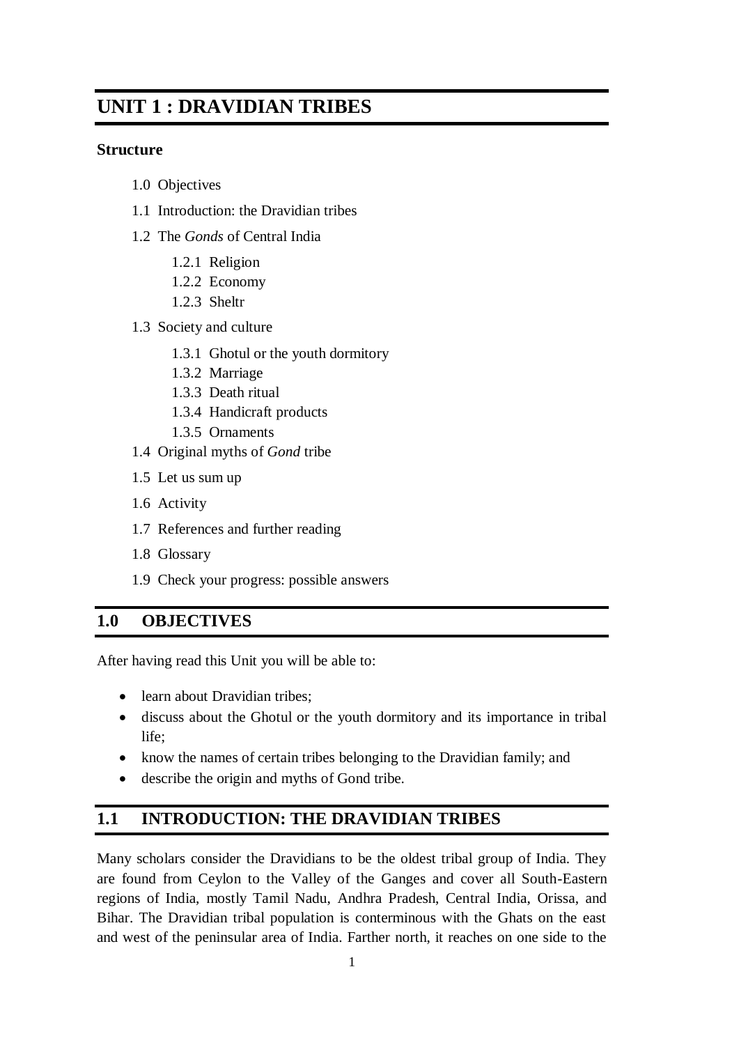# UNIT 1 : DRAVIDIAN TRIBES

**Structure**

- 1.0 Objectives
- 1.1 Introduction: the Dravidian tribes
- 1.2 The *Gonds* of Central India
    - 1.2.1 Religion
    - 1.2.2 Economy
    - 1.2.3 Sheltr
- 1.3 Society and culture
    - 1.3.1 Ghotul or the youth dormitory
    - 1.3.2 Marriage
    - 1.3.3 Death ritual
    - 1.3.4 Handicraft products
    - 1.3.5 Ornaments
- 1.4 Original myths of *Gond* tribe
- 1.5 Let us sum up
- 1.6 Activity
- 1.7 References and further reading
- 1.8 Glossary
- 1.9 Check your progress: possible answers

## 1.0 OBJECTIVES

After having read this Unit you will be able to:

- learn about Dravidian tribes;
- discuss about the Ghotul or the youth dormitory and its importance in tribal life;
- know the names of certain tribes belonging to the Dravidian family; and
- describe the origin and myths of Gond tribe.

## 1.1 INTRODUCTION: THE DRAVIDIAN TRIBES

Many scholars consider the Dravidians to be the oldest tribal group of India. They are found from Ceylon to the Valley of the Ganges and cover all South-Eastern regions of India, mostly Tamil Nadu, Andhra Pradesh, Central India, Orissa, and Bihar. The Dravidian tribal population is conterminous with the Ghats on the east and west of the peninsular area of India. Farther north, it reaches on one side to the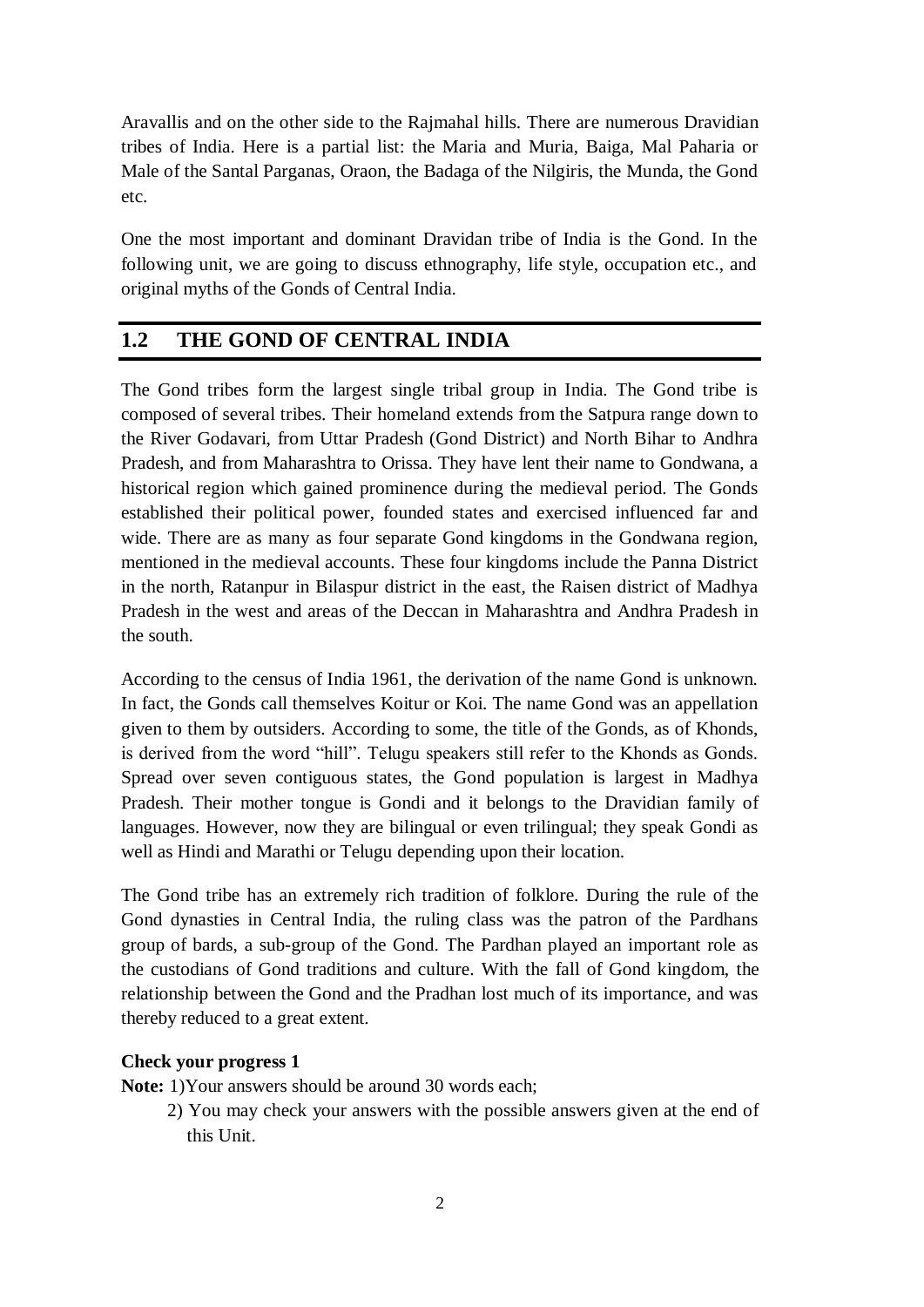Aravallis and on the other side to the Rajmahal hills. There are numerous Dravidian tribes of India. Here is a partial list: the Maria and Muria, Baiga, Mal Paharia or Male of the Santal Parganas, Oraon, the Badaga of the Nilgiris, the Munda, the Gond etc.

One the most important and dominant Dravidan tribe of India is the Gond. In the following unit, we are going to discuss ethnography, life style, occupation etc., and original myths of the Gonds of Central India.

## 1.2 THE GOND OF CENTRAL INDIA

The Gond tribes form the largest single tribal group in India. The Gond tribe is composed of several tribes. Their homeland extends from the Satpura range down to the River Godavari, from Uttar Pradesh (Gond District) and North Bihar to Andhra Pradesh, and from Maharashtra to Orissa. They have lent their name to Gondwana, a historical region which gained prominence during the medieval period. The Gonds established their political power, founded states and exercised influenced far and wide. There are as many as four separate Gond kingdoms in the Gondwana region, mentioned in the medieval accounts. These four kingdoms include the Panna District in the north, Ratanpur in Bilaspur district in the east, the Raisen district of Madhya Pradesh in the west and areas of the Deccan in Maharashtra and Andhra Pradesh in the south.

According to the census of India 1961, the derivation of the name Gond is unknown. In fact, the Gonds call themselves Koitur or Koi. The name Gond was an appellation given to them by outsiders. According to some, the title of the Gonds, as of Khonds, is derived from the word "hill". Telugu speakers still refer to the Khonds as Gonds. Spread over seven contiguous states, the Gond population is largest in Madhya Pradesh. Their mother tongue is Gondi and it belongs to the Dravidian family of languages. However, now they are bilingual or even trilingual; they speak Gondi as well as Hindi and Marathi or Telugu depending upon their location.

The Gond tribe has an extremely rich tradition of folklore. During the rule of the Gond dynasties in Central India, the ruling class was the patron of the Pardhans group of bards, a sub-group of the Gond. The Pardhan played an important role as the custodians of Gond traditions and culture. With the fall of Gond kingdom, the relationship between the Gond and the Pradhan lost much of its importance, and was thereby reduced to a great extent.

**Check your progress 1**

**Note:** 1)Your answers should be around 30 words each;

2) You may check your answers with the possible answers given at the end of this Unit.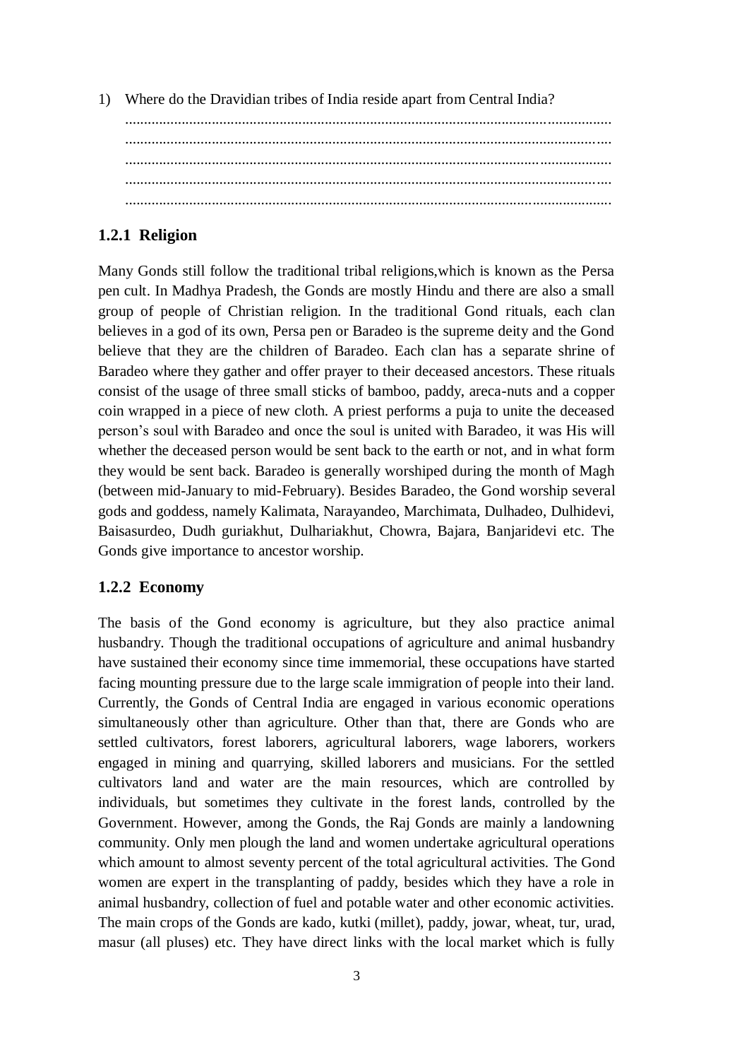1) Where do the Dravidian tribes of India reside apart from Central India?

................................................................................................................................
................................................................................................................................
................................................................................................................................
................................................................................................................................
................................................................................................................................

### 1.2.1 Religion

Many Gonds still follow the traditional tribal religions,which is known as the Persa pen cult. In Madhya Pradesh, the Gonds are mostly Hindu and there are also a small group of people of Christian religion. In the traditional Gond rituals, each clan believes in a god of its own, Persa pen or Baradeo is the supreme deity and the Gond believe that they are the children of Baradeo. Each clan has a separate shrine of Baradeo where they gather and offer prayer to their deceased ancestors. These rituals consist of the usage of three small sticks of bamboo, paddy, areca-nuts and a copper coin wrapped in a piece of new cloth. A priest performs a puja to unite the deceased person's soul with Baradeo and once the soul is united with Baradeo, it was His will whether the deceased person would be sent back to the earth or not, and in what form they would be sent back. Baradeo is generally worshiped during the month of Magh (between mid-January to mid-February). Besides Baradeo, the Gond worship several gods and goddess, namely Kalimata, Narayandeo, Marchimata, Dulhadeo, Dulhidevi, Baisasurdeo, Dudh guriakhut, Dulhariakhut, Chowra, Bajara, Banjaridevi etc. The Gonds give importance to ancestor worship.

### 1.2.2 Economy

The basis of the Gond economy is agriculture, but they also practice animal husbandry. Though the traditional occupations of agriculture and animal husbandry have sustained their economy since time immemorial, these occupations have started facing mounting pressure due to the large scale immigration of people into their land. Currently, the Gonds of Central India are engaged in various economic operations simultaneously other than agriculture. Other than that, there are Gonds who are settled cultivators, forest laborers, agricultural laborers, wage laborers, workers engaged in mining and quarrying, skilled laborers and musicians. For the settled cultivators land and water are the main resources, which are controlled by individuals, but sometimes they cultivate in the forest lands, controlled by the Government. However, among the Gonds, the Raj Gonds are mainly a landowning community. Only men plough the land and women undertake agricultural operations which amount to almost seventy percent of the total agricultural activities. The Gond women are expert in the transplanting of paddy, besides which they have a role in animal husbandry, collection of fuel and potable water and other economic activities. The main crops of the Gonds are kado, kutki (millet), paddy, jowar, wheat, tur, urad, masur (all pluses) etc. They have direct links with the local market which is fully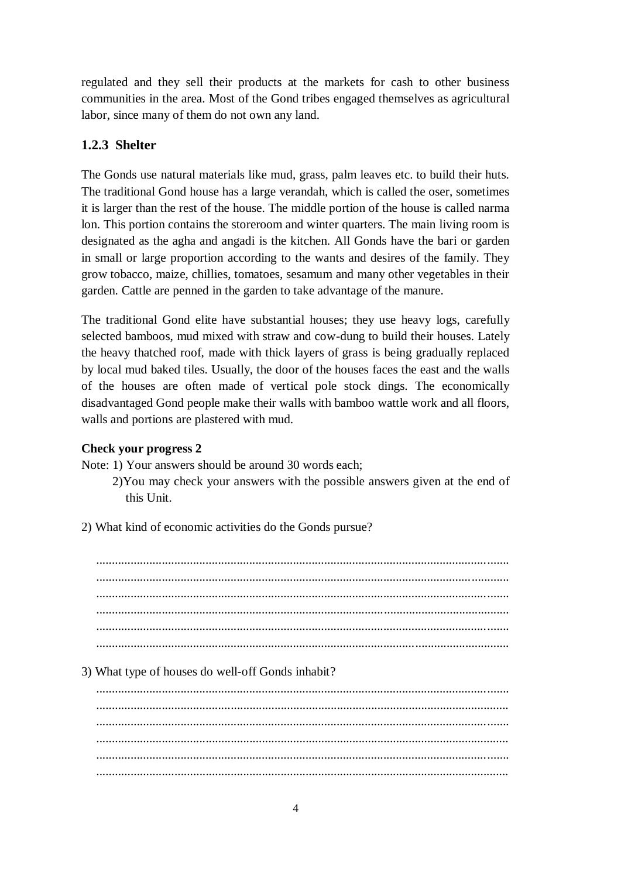regulated and they sell their products at the markets for cash to other business communities in the area. Most of the Gond tribes engaged themselves as agricultural labor, since many of them do not own any land.

### 1.2.3 Shelter

The Gonds use natural materials like mud, grass, palm leaves etc. to build their huts. The traditional Gond house has a large verandah, which is called the oser, sometimes it is larger than the rest of the house. The middle portion of the house is called narma lon. This portion contains the storeroom and winter quarters. The main living room is designated as the agha and angadi is the kitchen. All Gonds have the bari or garden in small or large proportion according to the wants and desires of the family. They grow tobacco, maize, chillies, tomatoes, sesamum and many other vegetables in their garden. Cattle are penned in the garden to take advantage of the manure.

The traditional Gond elite have substantial houses; they use heavy logs, carefully selected bamboos, mud mixed with straw and cow-dung to build their houses. Lately the heavy thatched roof, made with thick layers of grass is being gradually replaced by local mud baked tiles. Usually, the door of the houses faces the east and the walls of the houses are often made of vertical pole stock dings. The economically disadvantaged Gond people make their walls with bamboo wattle work and all floors, walls and portions are plastered with mud.

**Check your progress 2**

Note: 1) Your answers should be around 30 words each;

2)You may check your answers with the possible answers given at the end of this Unit.

2) What kind of economic activities do the Gonds pursue?

....................................................................................................................................
....................................................................................................................................
....................................................................................................................................
....................................................................................................................................
....................................................................................................................................
....................................................................................................................................

3) What type of houses do well-off Gonds inhabit?

....................................................................................................................................
....................................................................................................................................
....................................................................................................................................
....................................................................................................................................
....................................................................................................................................
....................................................................................................................................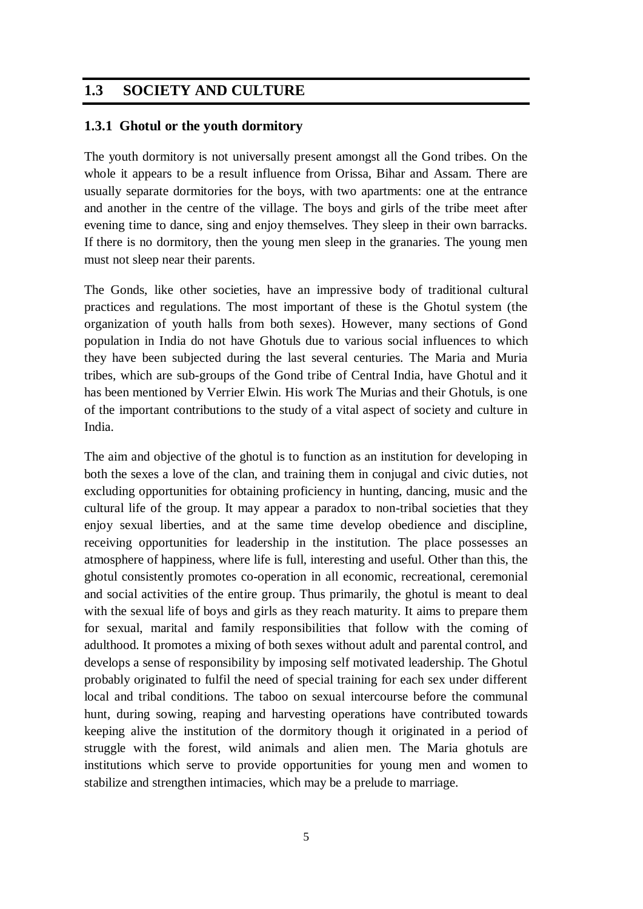## 1.3 SOCIETY AND CULTURE

### 1.3.1 Ghotul or the youth dormitory

The youth dormitory is not universally present amongst all the Gond tribes. On the whole it appears to be a result influence from Orissa, Bihar and Assam. There are usually separate dormitories for the boys, with two apartments: one at the entrance and another in the centre of the village. The boys and girls of the tribe meet after evening time to dance, sing and enjoy themselves. They sleep in their own barracks. If there is no dormitory, then the young men sleep in the granaries. The young men must not sleep near their parents.

The Gonds, like other societies, have an impressive body of traditional cultural practices and regulations. The most important of these is the Ghotul system (the organization of youth halls from both sexes). However, many sections of Gond population in India do not have Ghotuls due to various social influences to which they have been subjected during the last several centuries. The Maria and Muria tribes, which are sub-groups of the Gond tribe of Central India, have Ghotul and it has been mentioned by Verrier Elwin. His work The Murias and their Ghotuls, is one of the important contributions to the study of a vital aspect of society and culture in India.

The aim and objective of the ghotul is to function as an institution for developing in both the sexes a love of the clan, and training them in conjugal and civic duties, not excluding opportunities for obtaining proficiency in hunting, dancing, music and the cultural life of the group. It may appear a paradox to non-tribal societies that they enjoy sexual liberties, and at the same time develop obedience and discipline, receiving opportunities for leadership in the institution. The place possesses an atmosphere of happiness, where life is full, interesting and useful. Other than this, the ghotul consistently promotes co-operation in all economic, recreational, ceremonial and social activities of the entire group. Thus primarily, the ghotul is meant to deal with the sexual life of boys and girls as they reach maturity. It aims to prepare them for sexual, marital and family responsibilities that follow with the coming of adulthood. It promotes a mixing of both sexes without adult and parental control, and develops a sense of responsibility by imposing self motivated leadership. The Ghotul probably originated to fulfil the need of special training for each sex under different local and tribal conditions. The taboo on sexual intercourse before the communal hunt, during sowing, reaping and harvesting operations have contributed towards keeping alive the institution of the dormitory though it originated in a period of struggle with the forest, wild animals and alien men. The Maria ghotuls are institutions which serve to provide opportunities for young men and women to stabilize and strengthen intimacies, which may be a prelude to marriage.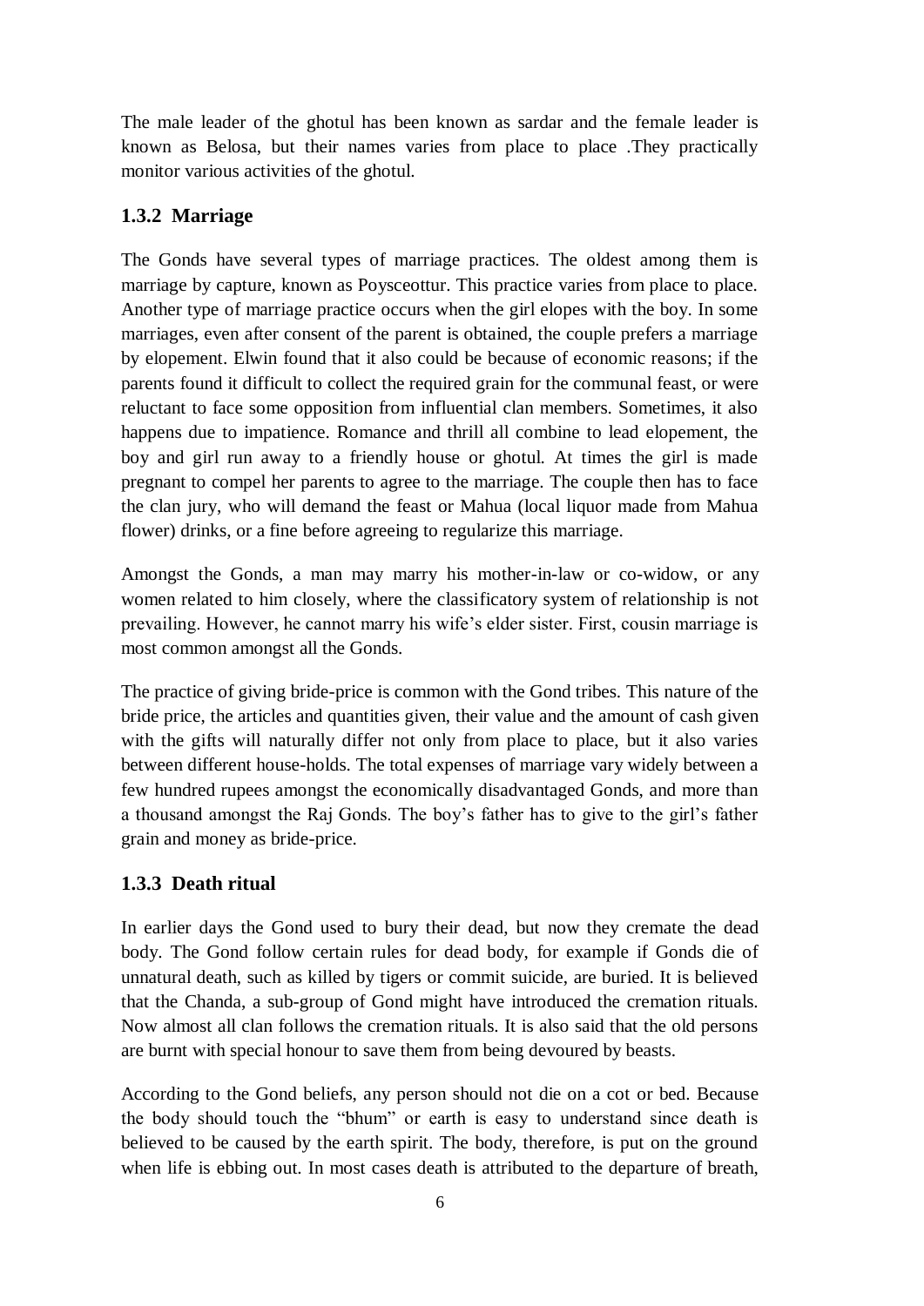The male leader of the ghotul has been known as sardar and the female leader is known as Belosa, but their names varies from place to place .They practically monitor various activities of the ghotul.

### 1.3.2 Marriage

The Gonds have several types of marriage practices. The oldest among them is marriage by capture, known as Poysceottur. This practice varies from place to place. Another type of marriage practice occurs when the girl elopes with the boy. In some marriages, even after consent of the parent is obtained, the couple prefers a marriage by elopement. Elwin found that it also could be because of economic reasons; if the parents found it difficult to collect the required grain for the communal feast, or were reluctant to face some opposition from influential clan members. Sometimes, it also happens due to impatience. Romance and thrill all combine to lead elopement, the boy and girl run away to a friendly house or ghotul. At times the girl is made pregnant to compel her parents to agree to the marriage. The couple then has to face the clan jury, who will demand the feast or Mahua (local liquor made from Mahua flower) drinks, or a fine before agreeing to regularize this marriage.

Amongst the Gonds, a man may marry his mother-in-law or co-widow, or any women related to him closely, where the classificatory system of relationship is not prevailing. However, he cannot marry his wife's elder sister. First, cousin marriage is most common amongst all the Gonds.

The practice of giving bride-price is common with the Gond tribes. This nature of the bride price, the articles and quantities given, their value and the amount of cash given with the gifts will naturally differ not only from place to place, but it also varies between different house-holds. The total expenses of marriage vary widely between a few hundred rupees amongst the economically disadvantaged Gonds, and more than a thousand amongst the Raj Gonds. The boy's father has to give to the girl's father grain and money as bride-price.

### 1.3.3 Death ritual

In earlier days the Gond used to bury their dead, but now they cremate the dead body. The Gond follow certain rules for dead body, for example if Gonds die of unnatural death, such as killed by tigers or commit suicide, are buried. It is believed that the Chanda, a sub-group of Gond might have introduced the cremation rituals. Now almost all clan follows the cremation rituals. It is also said that the old persons are burnt with special honour to save them from being devoured by beasts.

According to the Gond beliefs, any person should not die on a cot or bed. Because the body should touch the "bhum" or earth is easy to understand since death is believed to be caused by the earth spirit. The body, therefore, is put on the ground when life is ebbing out. In most cases death is attributed to the departure of breath,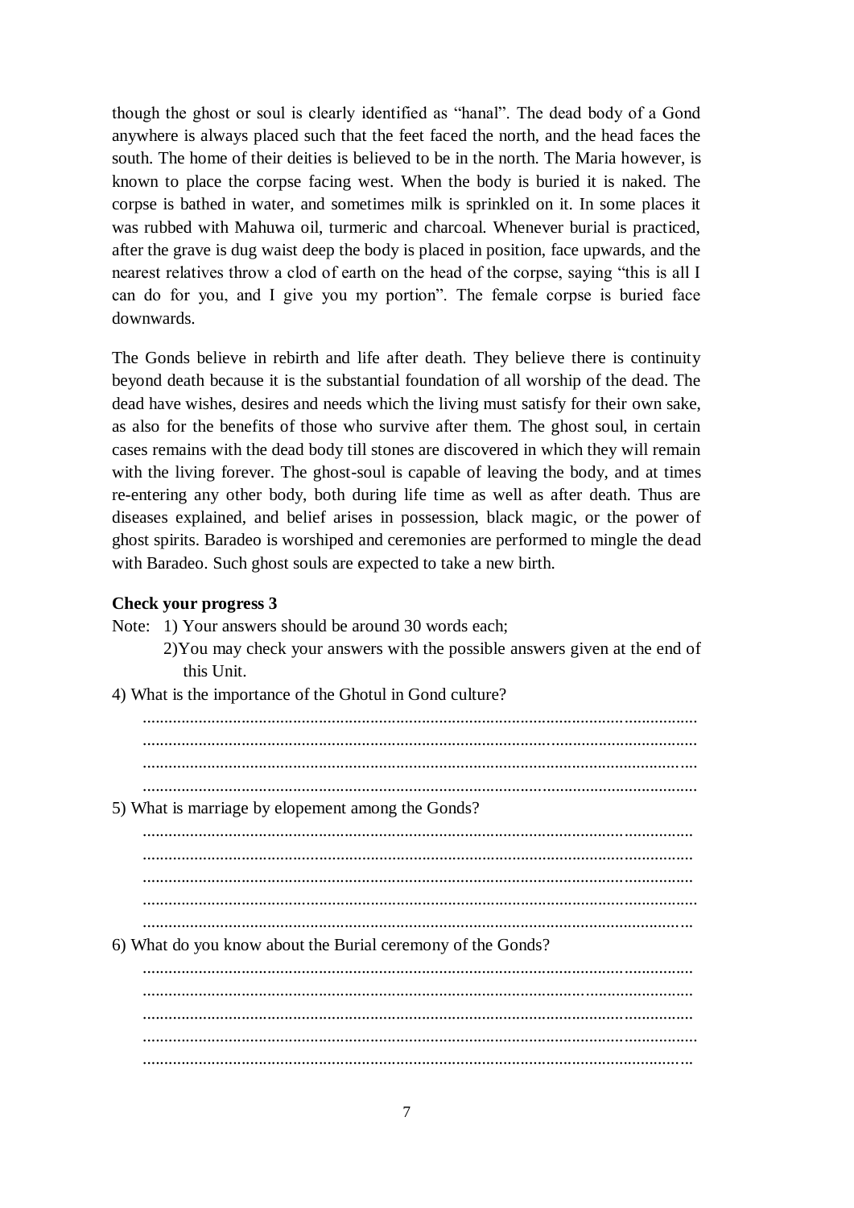though the ghost or soul is clearly identified as "hanal". The dead body of a Gond anywhere is always placed such that the feet faced the north, and the head faces the south. The home of their deities is believed to be in the north. The Maria however, is known to place the corpse facing west. When the body is buried it is naked. The corpse is bathed in water, and sometimes milk is sprinkled on it. In some places it was rubbed with Mahuwa oil, turmeric and charcoal. Whenever burial is practiced, after the grave is dug waist deep the body is placed in position, face upwards, and the nearest relatives throw a clod of earth on the head of the corpse, saying "this is all I can do for you, and I give you my portion". The female corpse is buried face downwards.

The Gonds believe in rebirth and life after death. They believe there is continuity beyond death because it is the substantial foundation of all worship of the dead. The dead have wishes, desires and needs which the living must satisfy for their own sake, as also for the benefits of those who survive after them. The ghost soul, in certain cases remains with the dead body till stones are discovered in which they will remain with the living forever. The ghost-soul is capable of leaving the body, and at times re-entering any other body, both during life time as well as after death. Thus are diseases explained, and belief arises in possession, black magic, or the power of ghost spirits. Baradeo is worshiped and ceremonies are performed to mingle the dead with Baradeo. Such ghost souls are expected to take a new birth.

**Check your progress 3**

Note: 1) Your answers should be around 30 words each;

2) You may check your answers with the possible answers given at the end of this Unit.

4) What is the importance of the Ghotul in Gond culture?

..............................................................................................................................
..............................................................................................................................
..............................................................................................................................
..............................................................................................................................

5) What is marriage by elopement among the Gonds?

..............................................................................................................................
..............................................................................................................................
..............................................................................................................................
..............................................................................................................................
..............................................................................................................................

6) What do you know about the Burial ceremony of the Gonds?

..............................................................................................................................
..............................................................................................................................
..............................................................................................................................
..............................................................................................................................
..............................................................................................................................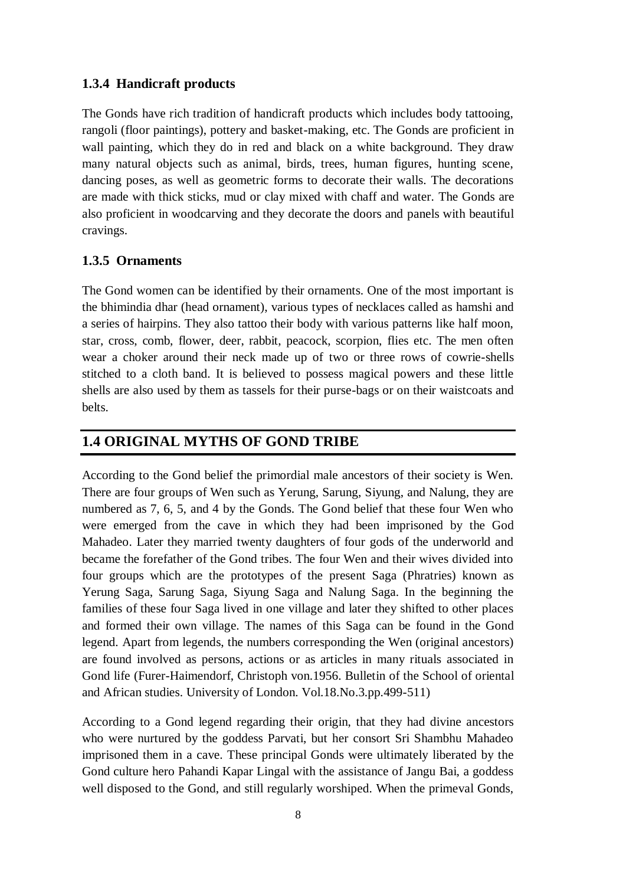### 1.3.4 Handicraft products

The Gonds have rich tradition of handicraft products which includes body tattooing, rangoli (floor paintings), pottery and basket-making, etc. The Gonds are proficient in wall painting, which they do in red and black on a white background. They draw many natural objects such as animal, birds, trees, human figures, hunting scene, dancing poses, as well as geometric forms to decorate their walls. The decorations are made with thick sticks, mud or clay mixed with chaff and water. The Gonds are also proficient in woodcarving and they decorate the doors and panels with beautiful cravings.

### 1.3.5 Ornaments

The Gond women can be identified by their ornaments. One of the most important is the bhimindia dhar (head ornament), various types of necklaces called as hamshi and a series of hairpins. They also tattoo their body with various patterns like half moon, star, cross, comb, flower, deer, rabbit, peacock, scorpion, flies etc. The men often wear a choker around their neck made up of two or three rows of cowrie-shells stitched to a cloth band. It is believed to possess magical powers and these little shells are also used by them as tassels for their purse-bags or on their waistcoats and belts.

## 1.4 ORIGINAL MYTHS OF GOND TRIBE

According to the Gond belief the primordial male ancestors of their society is Wen. There are four groups of Wen such as Yerung, Sarung, Siyung, and Nalung, they are numbered as 7, 6, 5, and 4 by the Gonds. The Gond belief that these four Wen who were emerged from the cave in which they had been imprisoned by the God Mahadeo. Later they married twenty daughters of four gods of the underworld and became the forefather of the Gond tribes. The four Wen and their wives divided into four groups which are the prototypes of the present Saga (Phratries) known as Yerung Saga, Sarung Saga, Siyung Saga and Nalung Saga. In the beginning the families of these four Saga lived in one village and later they shifted to other places and formed their own village. The names of this Saga can be found in the Gond legend. Apart from legends, the numbers corresponding the Wen (original ancestors) are found involved as persons, actions or as articles in many rituals associated in Gond life (Furer-Haimendorf, Christoph von.1956. Bulletin of the School of oriental and African studies. University of London. Vol.18.No.3.pp.499-511)

According to a Gond legend regarding their origin, that they had divine ancestors who were nurtured by the goddess Parvati, but her consort Sri Shambhu Mahadeo imprisoned them in a cave. These principal Gonds were ultimately liberated by the Gond culture hero Pahandi Kapar Lingal with the assistance of Jangu Bai, a goddess well disposed to the Gond, and still regularly worshiped. When the primeval Gonds,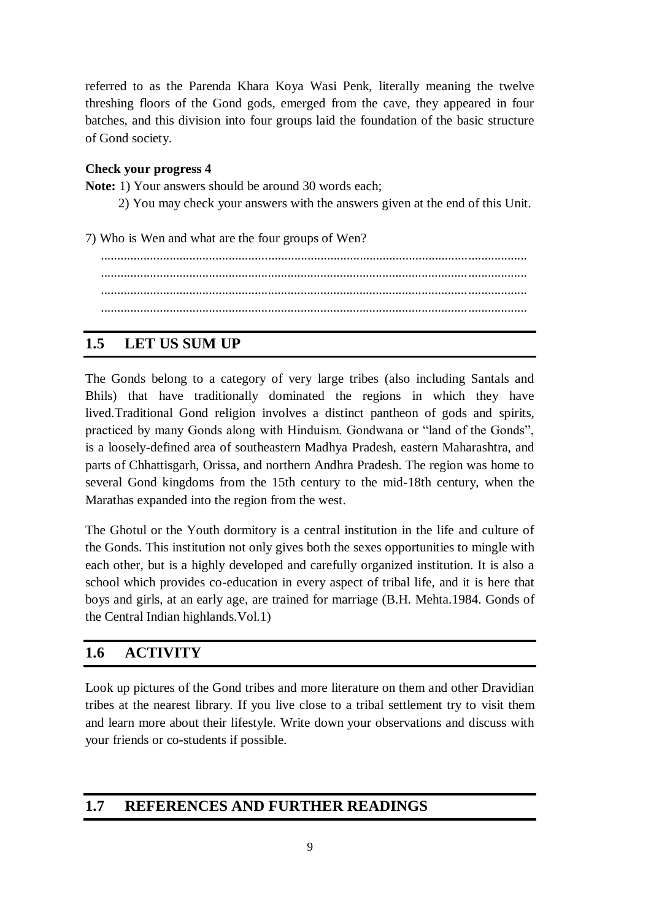referred to as the Parenda Khara Koya Wasi Penk, literally meaning the twelve threshing floors of the Gond gods, emerged from the cave, they appeared in four batches, and this division into four groups laid the foundation of the basic structure of Gond society.

**Check your progress 4**

**Note:** 1) Your answers should be around 30 words each;

2) You may check your answers with the answers given at the end of this Unit.

7) Who is Wen and what are the four groups of Wen?

.................................................................................................................................
.................................................................................................................................
.................................................................................................................................
.................................................................................................................................

## 1.5 LET US SUM UP

The Gonds belong to a category of very large tribes (also including Santals and Bhils) that have traditionally dominated the regions in which they have lived.Traditional Gond religion involves a distinct pantheon of gods and spirits, practiced by many Gonds along with Hinduism. Gondwana or "land of the Gonds", is a loosely-defined area of southeastern Madhya Pradesh, eastern Maharashtra, and parts of Chhattisgarh, Orissa, and northern Andhra Pradesh. The region was home to several Gond kingdoms from the 15th century to the mid-18th century, when the Marathas expanded into the region from the west.

The Ghotul or the Youth dormitory is a central institution in the life and culture of the Gonds. This institution not only gives both the sexes opportunities to mingle with each other, but is a highly developed and carefully organized institution. It is also a school which provides co-education in every aspect of tribal life, and it is here that boys and girls, at an early age, are trained for marriage (B.H. Mehta.1984. Gonds of the Central Indian highlands.Vol.1)

## 1.6 ACTIVITY

Look up pictures of the Gond tribes and more literature on them and other Dravidian tribes at the nearest library. If you live close to a tribal settlement try to visit them and learn more about their lifestyle. Write down your observations and discuss with your friends or co-students if possible.

## 1.7 REFERENCES AND FURTHER READINGS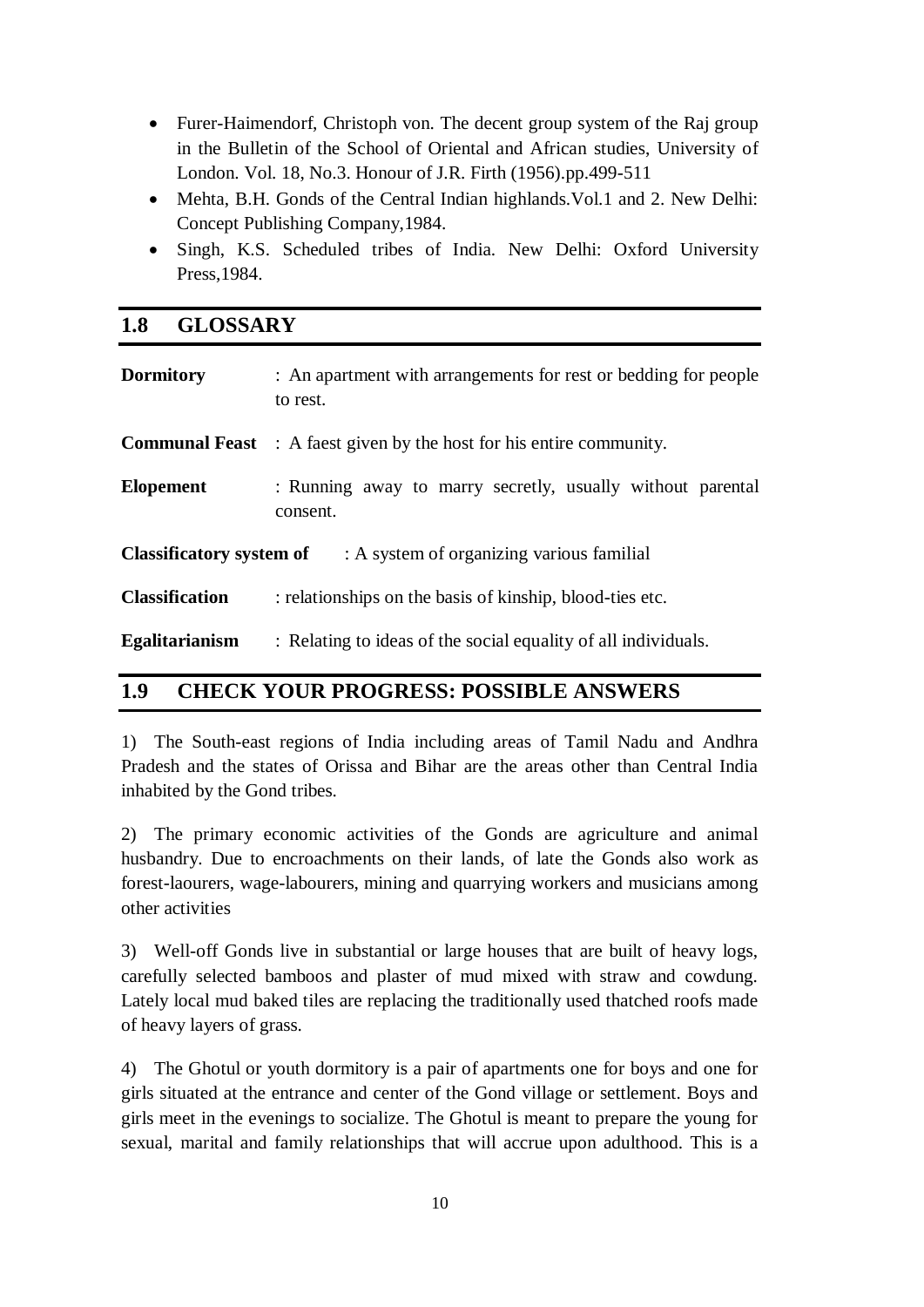- Furer-Haimendorf, Christoph von. The decent group system of the Raj group in the Bulletin of the School of Oriental and African studies, University of London. Vol. 18, No.3. Honour of J.R. Firth (1956).pp.499-511
- Mehta, B.H. Gonds of the Central Indian highlands.Vol.1 and 2. New Delhi: Concept Publishing Company,1984.
- Singh, K.S. Scheduled tribes of India. New Delhi: Oxford University Press,1984.

## 1.8 GLOSSARY

**Dormitory** : An apartment with arrangements for rest or bedding for people to rest.

**Communal Feast** : A faest given by the host for his entire community.

**Elopement** : Running away to marry secretly, usually without parental consent.

**Classificatory system of** : A system of organizing various familial

**Classification** : relationships on the basis of kinship, blood-ties etc.

**Egalitarianism** : Relating to ideas of the social equality of all individuals.

## 1.9 CHECK YOUR PROGRESS: POSSIBLE ANSWERS

1) The South-east regions of India including areas of Tamil Nadu and Andhra Pradesh and the states of Orissa and Bihar are the areas other than Central India inhabited by the Gond tribes.

2) The primary economic activities of the Gonds are agriculture and animal husbandry. Due to encroachments on their lands, of late the Gonds also work as forest-laourers, wage-labourers, mining and quarrying workers and musicians among other activities

3) Well-off Gonds live in substantial or large houses that are built of heavy logs, carefully selected bamboos and plaster of mud mixed with straw and cowdung. Lately local mud baked tiles are replacing the traditionally used thatched roofs made of heavy layers of grass.

4) The Ghotul or youth dormitory is a pair of apartments one for boys and one for girls situated at the entrance and center of the Gond village or settlement. Boys and girls meet in the evenings to socialize. The Ghotul is meant to prepare the young for sexual, marital and family relationships that will accrue upon adulthood. This is a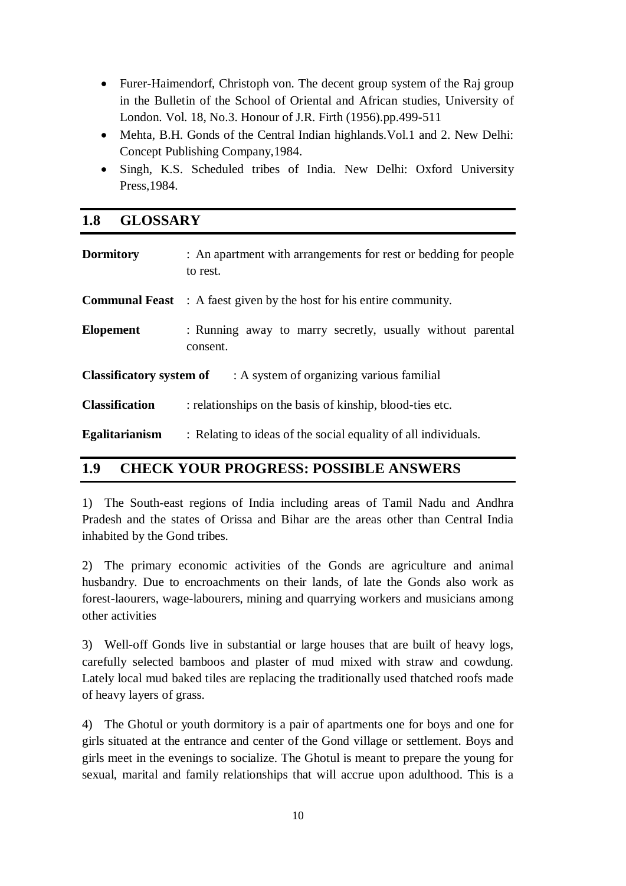- Furer-Haimendorf, Christoph von. The decent group system of the Raj group in the Bulletin of the School of Oriental and African studies, University of London. Vol. 18, No.3. Honour of J.R. Firth (1956).pp.499-511
- Mehta, B.H. Gonds of the Central Indian highlands.Vol.1 and 2. New Delhi: Concept Publishing Company,1984.
- Singh, K.S. Scheduled tribes of India. New Delhi: Oxford University Press,1984.

## 1.8 GLOSSARY

**Dormitory** : An apartment with arrangements for rest or bedding for people to rest.

**Communal Feast** : A faest given by the host for his entire community.

**Elopement** : Running away to marry secretly, usually without parental consent.

**Classificatory system of** : A system of organizing various familial

**Classification** : relationships on the basis of kinship, blood-ties etc.

**Egalitarianism** : Relating to ideas of the social equality of all individuals.

## 1.9 CHECK YOUR PROGRESS: POSSIBLE ANSWERS

1) The South-east regions of India including areas of Tamil Nadu and Andhra Pradesh and the states of Orissa and Bihar are the areas other than Central India inhabited by the Gond tribes.

2) The primary economic activities of the Gonds are agriculture and animal husbandry. Due to encroachments on their lands, of late the Gonds also work as forest-laourers, wage-labourers, mining and quarrying workers and musicians among other activities

3) Well-off Gonds live in substantial or large houses that are built of heavy logs, carefully selected bamboos and plaster of mud mixed with straw and cowdung. Lately local mud baked tiles are replacing the traditionally used thatched roofs made of heavy layers of grass.

4) The Ghotul or youth dormitory is a pair of apartments one for boys and one for girls situated at the entrance and center of the Gond village or settlement. Boys and girls meet in the evenings to socialize. The Ghotul is meant to prepare the young for sexual, marital and family relationships that will accrue upon adulthood. This is a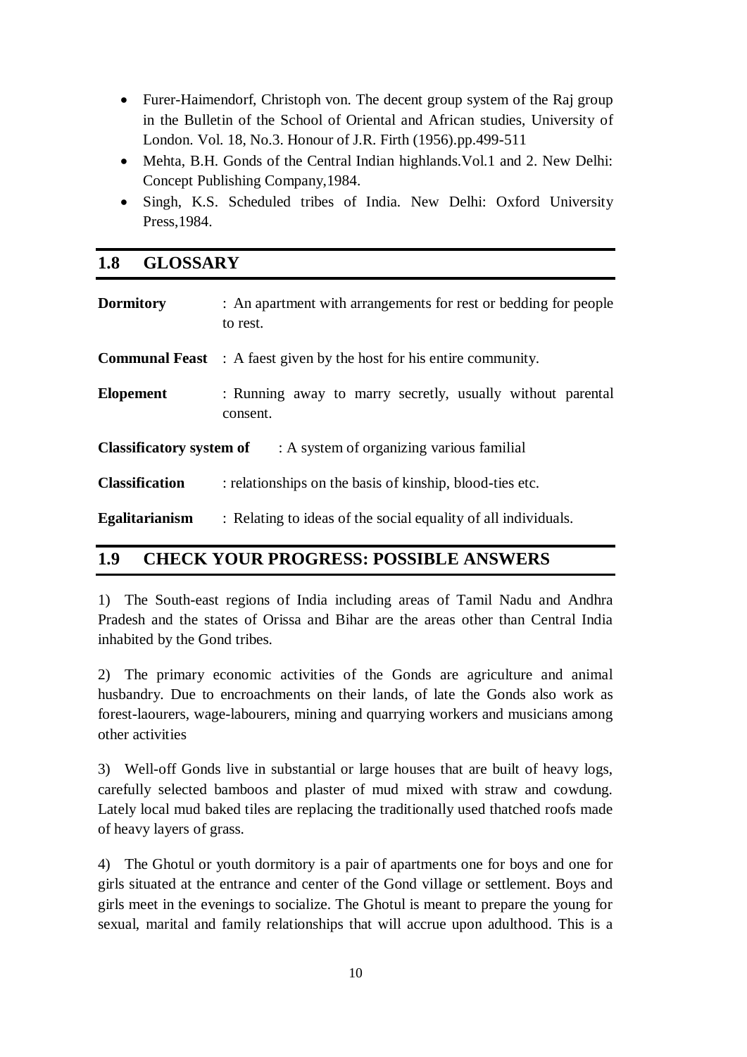- Furer-Haimendorf, Christoph von. The decent group system of the Raj group in the Bulletin of the School of Oriental and African studies, University of London. Vol. 18, No.3. Honour of J.R. Firth (1956).pp.499-511
- Mehta, B.H. Gonds of the Central Indian highlands.Vol.1 and 2. New Delhi: Concept Publishing Company,1984.
- Singh, K.S. Scheduled tribes of India. New Delhi: Oxford University Press,1984.

## 1.8 GLOSSARY

**Dormitory** : An apartment with arrangements for rest or bedding for people to rest.

**Communal Feast** : A faest given by the host for his entire community.

**Elopement** : Running away to marry secretly, usually without parental consent.

**Classificatory system of** : A system of organizing various familial

**Classification** : relationships on the basis of kinship, blood-ties etc.

**Egalitarianism** : Relating to ideas of the social equality of all individuals.

## 1.9 CHECK YOUR PROGRESS: POSSIBLE ANSWERS

1) The South-east regions of India including areas of Tamil Nadu and Andhra Pradesh and the states of Orissa and Bihar are the areas other than Central India inhabited by the Gond tribes.

2) The primary economic activities of the Gonds are agriculture and animal husbandry. Due to encroachments on their lands, of late the Gonds also work as forest-laourers, wage-labourers, mining and quarrying workers and musicians among other activities

3) Well-off Gonds live in substantial or large houses that are built of heavy logs, carefully selected bamboos and plaster of mud mixed with straw and cowdung. Lately local mud baked tiles are replacing the traditionally used thatched roofs made of heavy layers of grass.

4) The Ghotul or youth dormitory is a pair of apartments one for boys and one for girls situated at the entrance and center of the Gond village or settlement. Boys and girls meet in the evenings to socialize. The Ghotul is meant to prepare the young for sexual, marital and family relationships that will accrue upon adulthood. This is a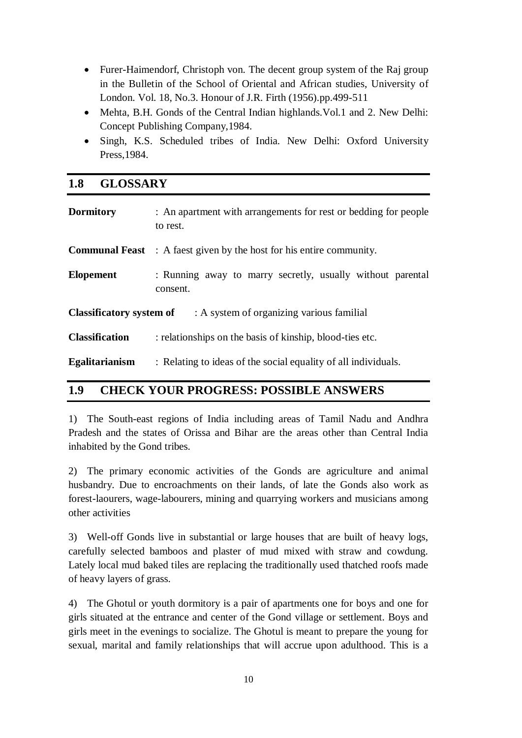- Furer-Haimendorf, Christoph von. The decent group system of the Raj group in the Bulletin of the School of Oriental and African studies, University of London. Vol. 18, No.3. Honour of J.R. Firth (1956).pp.499-511
- Mehta, B.H. Gonds of the Central Indian highlands.Vol.1 and 2. New Delhi: Concept Publishing Company,1984.
- Singh, K.S. Scheduled tribes of India. New Delhi: Oxford University Press,1984.

## 1.8 GLOSSARY

**Dormitory** : An apartment with arrangements for rest or bedding for people to rest.

**Communal Feast** : A faest given by the host for his entire community.

**Elopement** : Running away to marry secretly, usually without parental consent.

**Classificatory system of** : A system of organizing various familial

**Classification** : relationships on the basis of kinship, blood-ties etc.

**Egalitarianism** : Relating to ideas of the social equality of all individuals.

## 1.9 CHECK YOUR PROGRESS: POSSIBLE ANSWERS

1) The South-east regions of India including areas of Tamil Nadu and Andhra Pradesh and the states of Orissa and Bihar are the areas other than Central India inhabited by the Gond tribes.

2) The primary economic activities of the Gonds are agriculture and animal husbandry. Due to encroachments on their lands, of late the Gonds also work as forest-laourers, wage-labourers, mining and quarrying workers and musicians among other activities

3) Well-off Gonds live in substantial or large houses that are built of heavy logs, carefully selected bamboos and plaster of mud mixed with straw and cowdung. Lately local mud baked tiles are replacing the traditionally used thatched roofs made of heavy layers of grass.

4) The Ghotul or youth dormitory is a pair of apartments one for boys and one for girls situated at the entrance and center of the Gond village or settlement. Boys and girls meet in the evenings to socialize. The Ghotul is meant to prepare the young for sexual, marital and family relationships that will accrue upon adulthood. This is a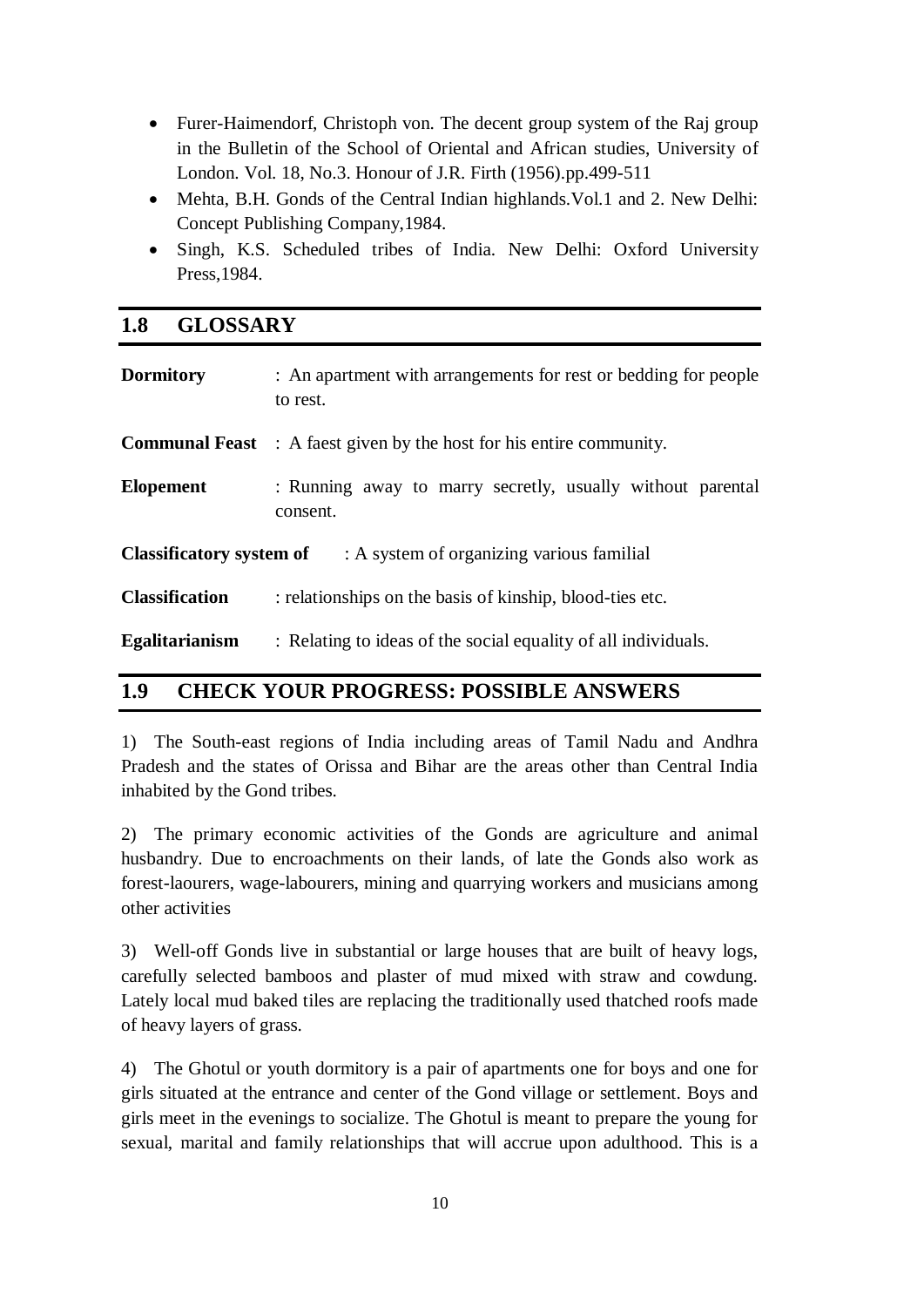- Furer-Haimendorf, Christoph von. The decent group system of the Raj group in the Bulletin of the School of Oriental and African studies, University of London. Vol. 18, No.3. Honour of J.R. Firth (1956).pp.499-511
- Mehta, B.H. Gonds of the Central Indian highlands.Vol.1 and 2. New Delhi: Concept Publishing Company,1984.
- Singh, K.S. Scheduled tribes of India. New Delhi: Oxford University Press,1984.

## 1.8 GLOSSARY

**Dormitory** : An apartment with arrangements for rest or bedding for people to rest.

**Communal Feast** : A faest given by the host for his entire community.

**Elopement** : Running away to marry secretly, usually without parental consent.

**Classificatory system of** : A system of organizing various familial

**Classification** : relationships on the basis of kinship, blood-ties etc.

**Egalitarianism** : Relating to ideas of the social equality of all individuals.

## 1.9 CHECK YOUR PROGRESS: POSSIBLE ANSWERS

1) The South-east regions of India including areas of Tamil Nadu and Andhra Pradesh and the states of Orissa and Bihar are the areas other than Central India inhabited by the Gond tribes.

2) The primary economic activities of the Gonds are agriculture and animal husbandry. Due to encroachments on their lands, of late the Gonds also work as forest-laourers, wage-labourers, mining and quarrying workers and musicians among other activities

3) Well-off Gonds live in substantial or large houses that are built of heavy logs, carefully selected bamboos and plaster of mud mixed with straw and cowdung. Lately local mud baked tiles are replacing the traditionally used thatched roofs made of heavy layers of grass.

4) The Ghotul or youth dormitory is a pair of apartments one for boys and one for girls situated at the entrance and center of the Gond village or settlement. Boys and girls meet in the evenings to socialize. The Ghotul is meant to prepare the young for sexual, marital and family relationships that will accrue upon adulthood. This is a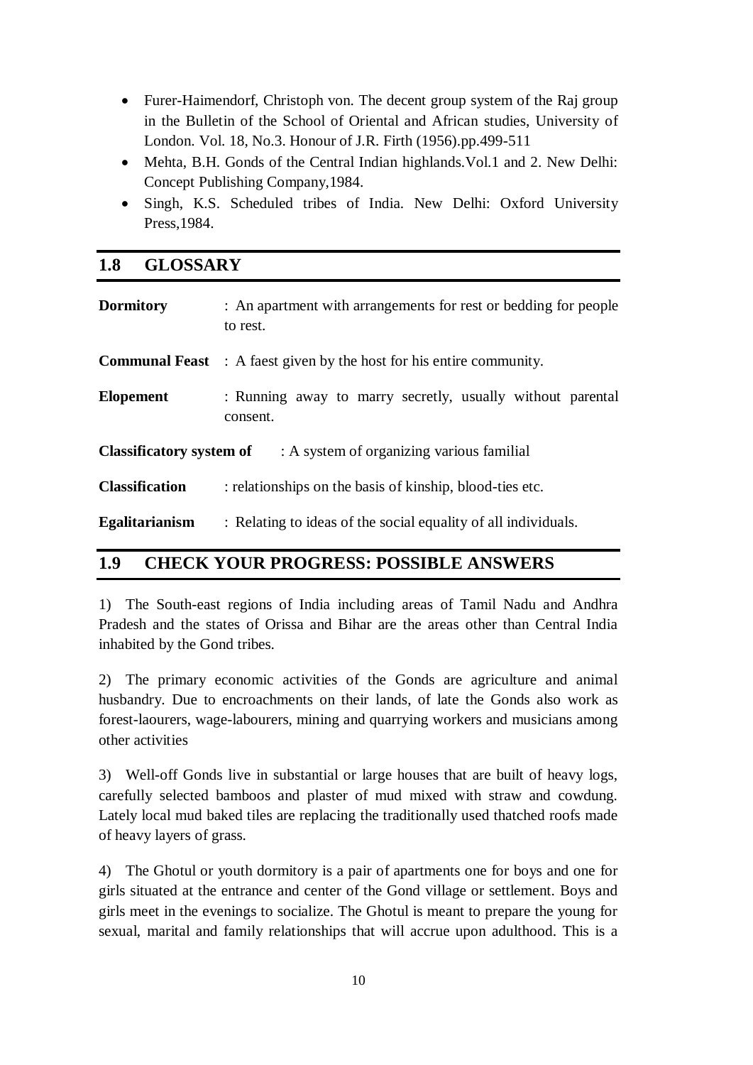- Furer-Haimendorf, Christoph von. The decent group system of the Raj group in the Bulletin of the School of Oriental and African studies, University of London. Vol. 18, No.3. Honour of J.R. Firth (1956).pp.499-511
- Mehta, B.H. Gonds of the Central Indian highlands.Vol.1 and 2. New Delhi: Concept Publishing Company,1984.
- Singh, K.S. Scheduled tribes of India. New Delhi: Oxford University Press,1984.

## 1.8 GLOSSARY

**Dormitory** : An apartment with arrangements for rest or bedding for people to rest.

**Communal Feast** : A faest given by the host for his entire community.

**Elopement** : Running away to marry secretly, usually without parental consent.

**Classificatory system of** : A system of organizing various familial

**Classification** : relationships on the basis of kinship, blood-ties etc.

**Egalitarianism** : Relating to ideas of the social equality of all individuals.

## 1.9 CHECK YOUR PROGRESS: POSSIBLE ANSWERS

1) The South-east regions of India including areas of Tamil Nadu and Andhra Pradesh and the states of Orissa and Bihar are the areas other than Central India inhabited by the Gond tribes.

2) The primary economic activities of the Gonds are agriculture and animal husbandry. Due to encroachments on their lands, of late the Gonds also work as forest-laourers, wage-labourers, mining and quarrying workers and musicians among other activities

3) Well-off Gonds live in substantial or large houses that are built of heavy logs, carefully selected bamboos and plaster of mud mixed with straw and cowdung. Lately local mud baked tiles are replacing the traditionally used thatched roofs made of heavy layers of grass.

4) The Ghotul or youth dormitory is a pair of apartments one for boys and one for girls situated at the entrance and center of the Gond village or settlement. Boys and girls meet in the evenings to socialize. The Ghotul is meant to prepare the young for sexual, marital and family relationships that will accrue upon adulthood. This is a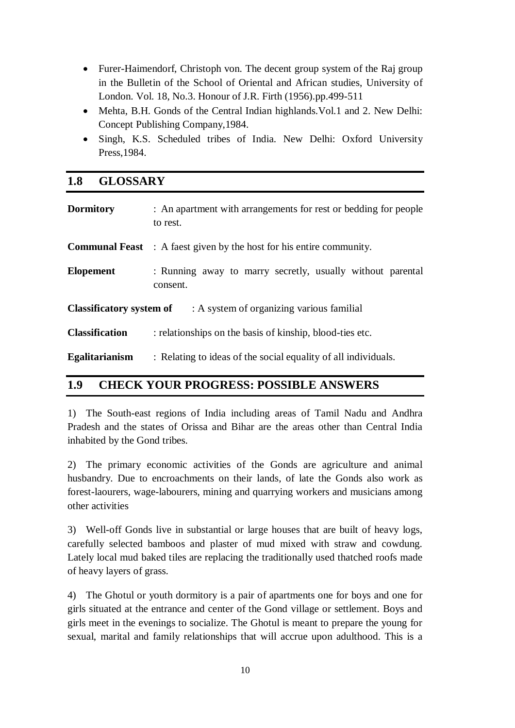- Furer-Haimendorf, Christoph von. The decent group system of the Raj group in the Bulletin of the School of Oriental and African studies, University of London. Vol. 18, No.3. Honour of J.R. Firth (1956).pp.499-511
- Mehta, B.H. Gonds of the Central Indian highlands.Vol.1 and 2. New Delhi: Concept Publishing Company,1984.
- Singh, K.S. Scheduled tribes of India. New Delhi: Oxford University Press,1984.

## 1.8 GLOSSARY

**Dormitory** : An apartment with arrangements for rest or bedding for people to rest.

**Communal Feast** : A faest given by the host for his entire community.

**Elopement** : Running away to marry secretly, usually without parental consent.

**Classificatory system of** : A system of organizing various familial

**Classification** : relationships on the basis of kinship, blood-ties etc.

**Egalitarianism** : Relating to ideas of the social equality of all individuals.

## 1.9 CHECK YOUR PROGRESS: POSSIBLE ANSWERS

1) The South-east regions of India including areas of Tamil Nadu and Andhra Pradesh and the states of Orissa and Bihar are the areas other than Central India inhabited by the Gond tribes.

2) The primary economic activities of the Gonds are agriculture and animal husbandry. Due to encroachments on their lands, of late the Gonds also work as forest-laourers, wage-labourers, mining and quarrying workers and musicians among other activities

3) Well-off Gonds live in substantial or large houses that are built of heavy logs, carefully selected bamboos and plaster of mud mixed with straw and cowdung. Lately local mud baked tiles are replacing the traditionally used thatched roofs made of heavy layers of grass.

4) The Ghotul or youth dormitory is a pair of apartments one for boys and one for girls situated at the entrance and center of the Gond village or settlement. Boys and girls meet in the evenings to socialize. The Ghotul is meant to prepare the young for sexual, marital and family relationships that will accrue upon adulthood. This is a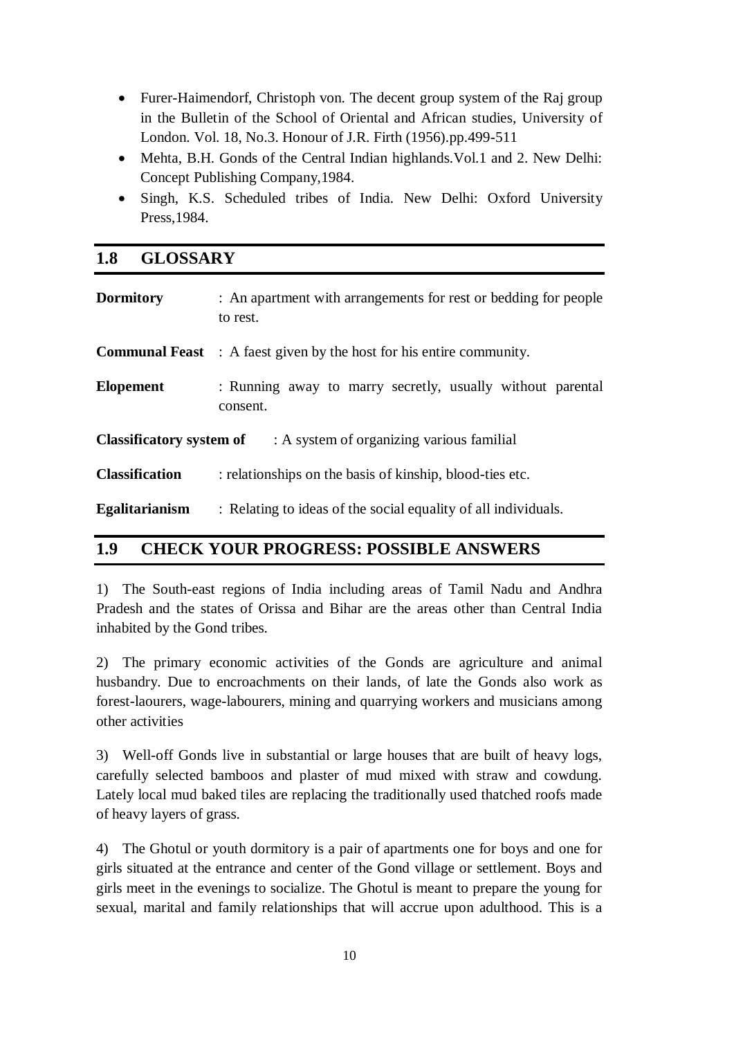- Furer-Haimendorf, Christoph von. The decent group system of the Raj group in the Bulletin of the School of Oriental and African studies, University of London. Vol. 18, No.3. Honour of J.R. Firth (1956).pp.499-511
- Mehta, B.H. Gonds of the Central Indian highlands.Vol.1 and 2. New Delhi: Concept Publishing Company,1984.
- Singh, K.S. Scheduled tribes of India. New Delhi: Oxford University Press,1984.

## 1.8 GLOSSARY

**Dormitory** : An apartment with arrangements for rest or bedding for people to rest.

**Communal Feast** : A faest given by the host for his entire community.

**Elopement** : Running away to marry secretly, usually without parental consent.

**Classificatory system of** : A system of organizing various familial

**Classification** : relationships on the basis of kinship, blood-ties etc.

**Egalitarianism** : Relating to ideas of the social equality of all individuals.

## 1.9 CHECK YOUR PROGRESS: POSSIBLE ANSWERS

1) The South-east regions of India including areas of Tamil Nadu and Andhra Pradesh and the states of Orissa and Bihar are the areas other than Central India inhabited by the Gond tribes.

2) The primary economic activities of the Gonds are agriculture and animal husbandry. Due to encroachments on their lands, of late the Gonds also work as forest-laourers, wage-labourers, mining and quarrying workers and musicians among other activities

3) Well-off Gonds live in substantial or large houses that are built of heavy logs, carefully selected bamboos and plaster of mud mixed with straw and cowdung. Lately local mud baked tiles are replacing the traditionally used thatched roofs made of heavy layers of grass.

4) The Ghotul or youth dormitory is a pair of apartments one for boys and one for girls situated at the entrance and center of the Gond village or settlement. Boys and girls meet in the evenings to socialize. The Ghotul is meant to prepare the young for sexual, marital and family relationships that will accrue upon adulthood. This is a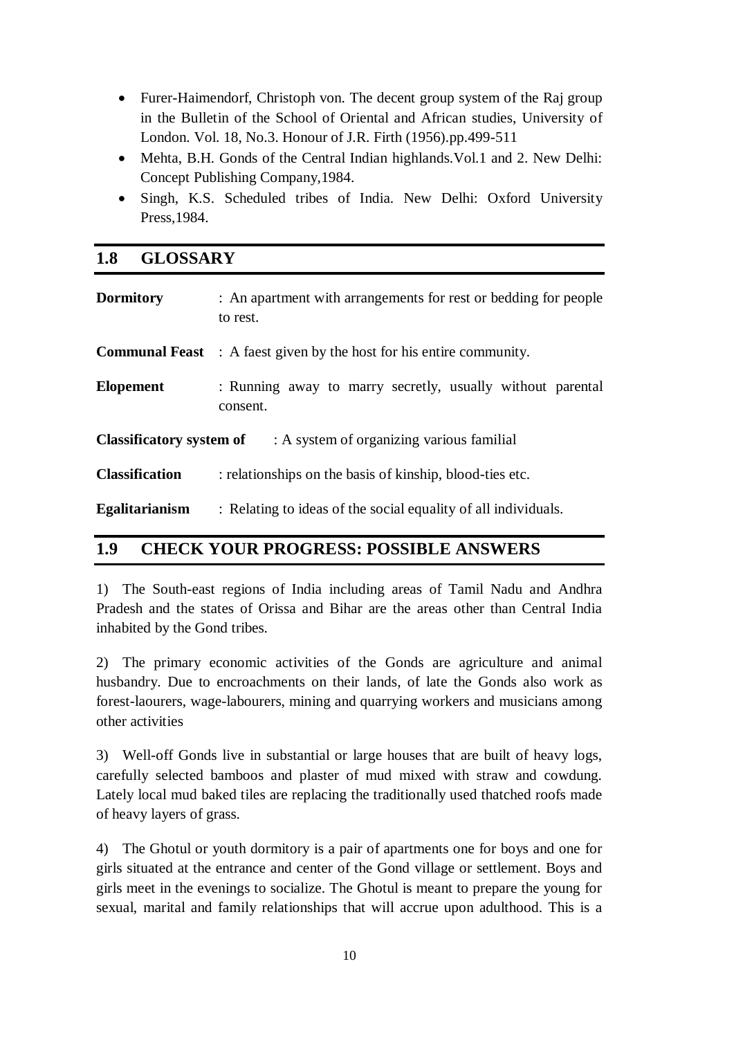- Furer-Haimendorf, Christoph von. The decent group system of the Raj group in the Bulletin of the School of Oriental and African studies, University of London. Vol. 18, No.3. Honour of J.R. Firth (1956).pp.499-511
- Mehta, B.H. Gonds of the Central Indian highlands.Vol.1 and 2. New Delhi: Concept Publishing Company,1984.
- Singh, K.S. Scheduled tribes of India. New Delhi: Oxford University Press,1984.

## 1.8 GLOSSARY

**Dormitory** : An apartment with arrangements for rest or bedding for people to rest.

**Communal Feast** : A faest given by the host for his entire community.

**Elopement** : Running away to marry secretly, usually without parental consent.

**Classificatory system of** : A system of organizing various familial

**Classification** : relationships on the basis of kinship, blood-ties etc.

**Egalitarianism** : Relating to ideas of the social equality of all individuals.

## 1.9 CHECK YOUR PROGRESS: POSSIBLE ANSWERS

1) The South-east regions of India including areas of Tamil Nadu and Andhra Pradesh and the states of Orissa and Bihar are the areas other than Central India inhabited by the Gond tribes.

2) The primary economic activities of the Gonds are agriculture and animal husbandry. Due to encroachments on their lands, of late the Gonds also work as forest-laourers, wage-labourers, mining and quarrying workers and musicians among other activities

3) Well-off Gonds live in substantial or large houses that are built of heavy logs, carefully selected bamboos and plaster of mud mixed with straw and cowdung. Lately local mud baked tiles are replacing the traditionally used thatched roofs made of heavy layers of grass.

4) The Ghotul or youth dormitory is a pair of apartments one for boys and one for girls situated at the entrance and center of the Gond village or settlement. Boys and girls meet in the evenings to socialize. The Ghotul is meant to prepare the young for sexual, marital and family relationships that will accrue upon adulthood. This is a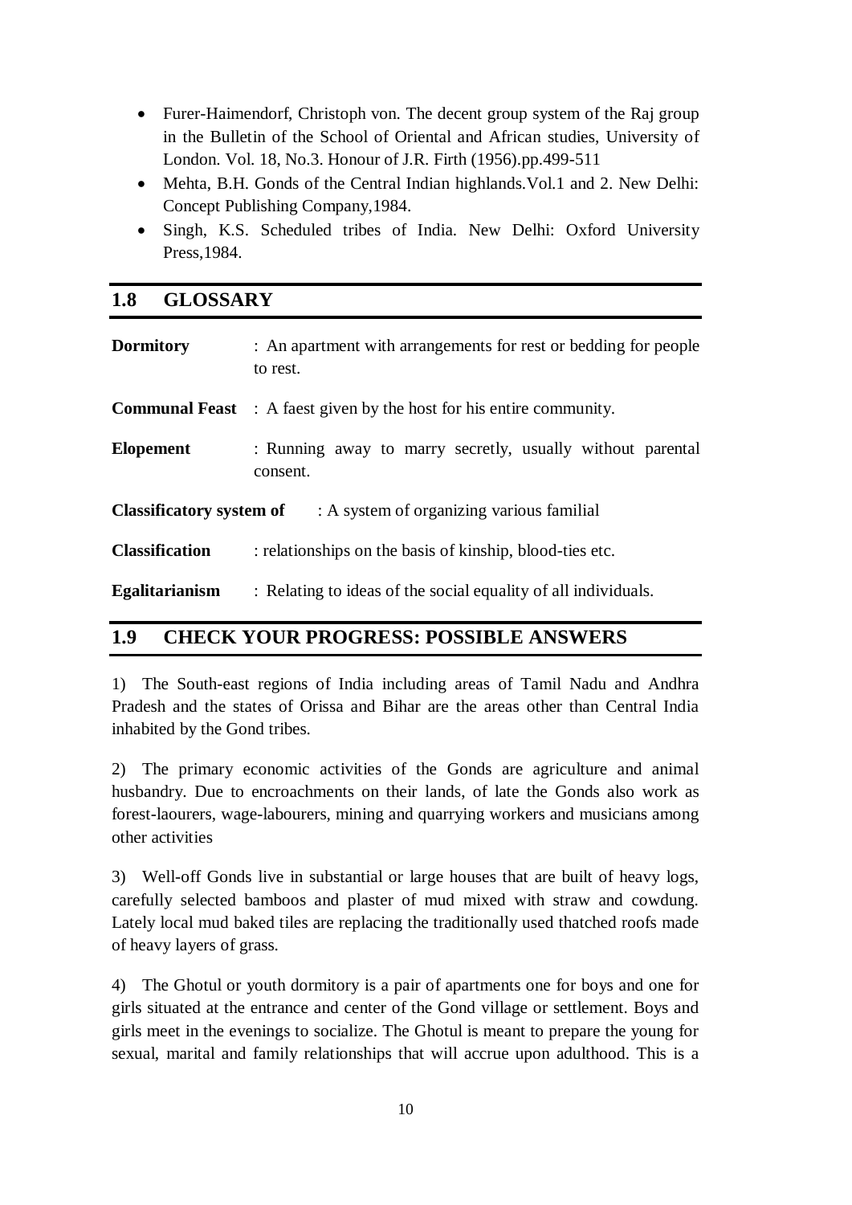- Furer-Haimendorf, Christoph von. The decent group system of the Raj group in the Bulletin of the School of Oriental and African studies, University of London. Vol. 18, No.3. Honour of J.R. Firth (1956).pp.499-511
- Mehta, B.H. Gonds of the Central Indian highlands.Vol.1 and 2. New Delhi: Concept Publishing Company,1984.
- Singh, K.S. Scheduled tribes of India. New Delhi: Oxford University Press,1984.

## 1.8 GLOSSARY

**Dormitory** : An apartment with arrangements for rest or bedding for people to rest.

**Communal Feast** : A faest given by the host for his entire community.

**Elopement** : Running away to marry secretly, usually without parental consent.

**Classificatory system of** : A system of organizing various familial

**Classification** : relationships on the basis of kinship, blood-ties etc.

**Egalitarianism** : Relating to ideas of the social equality of all individuals.

## 1.9 CHECK YOUR PROGRESS: POSSIBLE ANSWERS

1) The South-east regions of India including areas of Tamil Nadu and Andhra Pradesh and the states of Orissa and Bihar are the areas other than Central India inhabited by the Gond tribes.

2) The primary economic activities of the Gonds are agriculture and animal husbandry. Due to encroachments on their lands, of late the Gonds also work as forest-laourers, wage-labourers, mining and quarrying workers and musicians among other activities

3) Well-off Gonds live in substantial or large houses that are built of heavy logs, carefully selected bamboos and plaster of mud mixed with straw and cowdung. Lately local mud baked tiles are replacing the traditionally used thatched roofs made of heavy layers of grass.

4) The Ghotul or youth dormitory is a pair of apartments one for boys and one for girls situated at the entrance and center of the Gond village or settlement. Boys and girls meet in the evenings to socialize. The Ghotul is meant to prepare the young for sexual, marital and family relationships that will accrue upon adulthood. This is a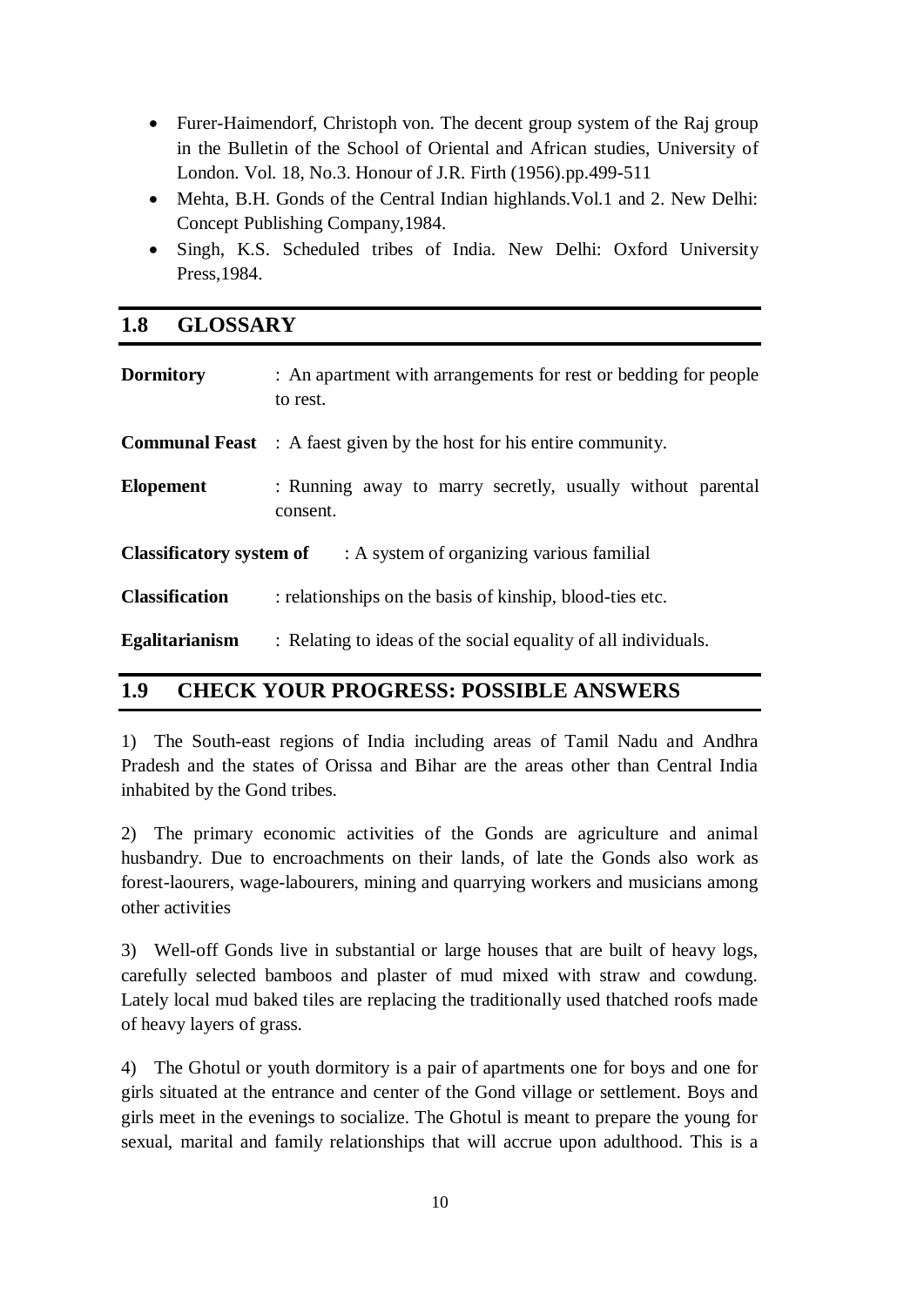- Furer-Haimendorf, Christoph von. The decent group system of the Raj group in the Bulletin of the School of Oriental and African studies, University of London. Vol. 18, No.3. Honour of J.R. Firth (1956).pp.499-511
- Mehta, B.H. Gonds of the Central Indian highlands.Vol.1 and 2. New Delhi: Concept Publishing Company,1984.
- Singh, K.S. Scheduled tribes of India. New Delhi: Oxford University Press,1984.

## 1.8 GLOSSARY

**Dormitory** : An apartment with arrangements for rest or bedding for people to rest.

**Communal Feast** : A faest given by the host for his entire community.

**Elopement** : Running away to marry secretly, usually without parental consent.

**Classificatory system of** : A system of organizing various familial

**Classification** : relationships on the basis of kinship, blood-ties etc.

**Egalitarianism** : Relating to ideas of the social equality of all individuals.

## 1.9 CHECK YOUR PROGRESS: POSSIBLE ANSWERS

1) The South-east regions of India including areas of Tamil Nadu and Andhra Pradesh and the states of Orissa and Bihar are the areas other than Central India inhabited by the Gond tribes.

2) The primary economic activities of the Gonds are agriculture and animal husbandry. Due to encroachments on their lands, of late the Gonds also work as forest-laourers, wage-labourers, mining and quarrying workers and musicians among other activities

3) Well-off Gonds live in substantial or large houses that are built of heavy logs, carefully selected bamboos and plaster of mud mixed with straw and cowdung. Lately local mud baked tiles are replacing the traditionally used thatched roofs made of heavy layers of grass.

4) The Ghotul or youth dormitory is a pair of apartments one for boys and one for girls situated at the entrance and center of the Gond village or settlement. Boys and girls meet in the evenings to socialize. The Ghotul is meant to prepare the young for sexual, marital and family relationships that will accrue upon adulthood. This is a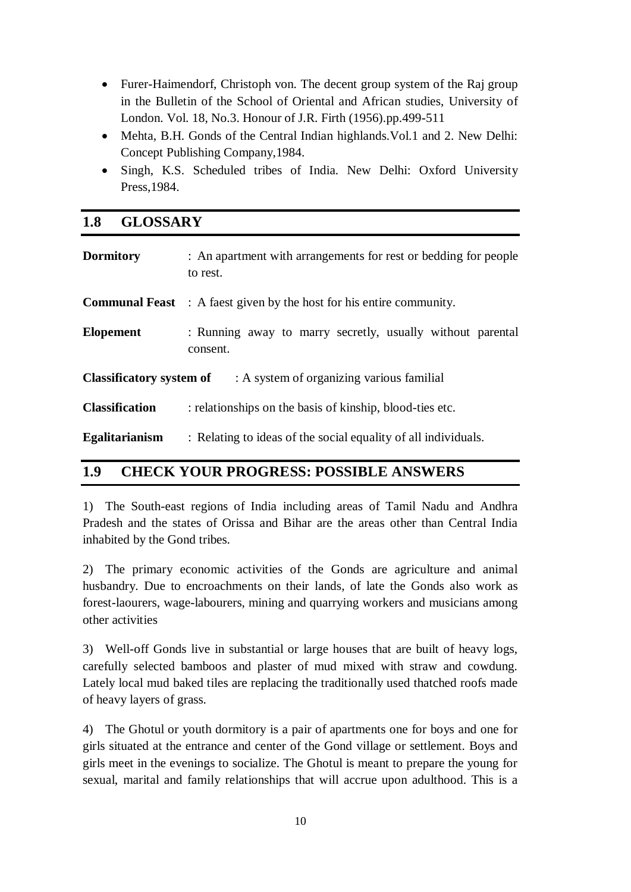- Furer-Haimendorf, Christoph von. The decent group system of the Raj group in the Bulletin of the School of Oriental and African studies, University of London. Vol. 18, No.3. Honour of J.R. Firth (1956).pp.499-511
- Mehta, B.H. Gonds of the Central Indian highlands.Vol.1 and 2. New Delhi: Concept Publishing Company,1984.
- Singh, K.S. Scheduled tribes of India. New Delhi: Oxford University Press,1984.

## 1.8 GLOSSARY

**Dormitory** : An apartment with arrangements for rest or bedding for people to rest.

**Communal Feast** : A faest given by the host for his entire community.

**Elopement** : Running away to marry secretly, usually without parental consent.

**Classificatory system of** : A system of organizing various familial

**Classification** : relationships on the basis of kinship, blood-ties etc.

**Egalitarianism** : Relating to ideas of the social equality of all individuals.

## 1.9 CHECK YOUR PROGRESS: POSSIBLE ANSWERS

1) The South-east regions of India including areas of Tamil Nadu and Andhra Pradesh and the states of Orissa and Bihar are the areas other than Central India inhabited by the Gond tribes.

2) The primary economic activities of the Gonds are agriculture and animal husbandry. Due to encroachments on their lands, of late the Gonds also work as forest-laourers, wage-labourers, mining and quarrying workers and musicians among other activities

3) Well-off Gonds live in substantial or large houses that are built of heavy logs, carefully selected bamboos and plaster of mud mixed with straw and cowdung. Lately local mud baked tiles are replacing the traditionally used thatched roofs made of heavy layers of grass.

4) The Ghotul or youth dormitory is a pair of apartments one for boys and one for girls situated at the entrance and center of the Gond village or settlement. Boys and girls meet in the evenings to socialize. The Ghotul is meant to prepare the young for sexual, marital and family relationships that will accrue upon adulthood. This is a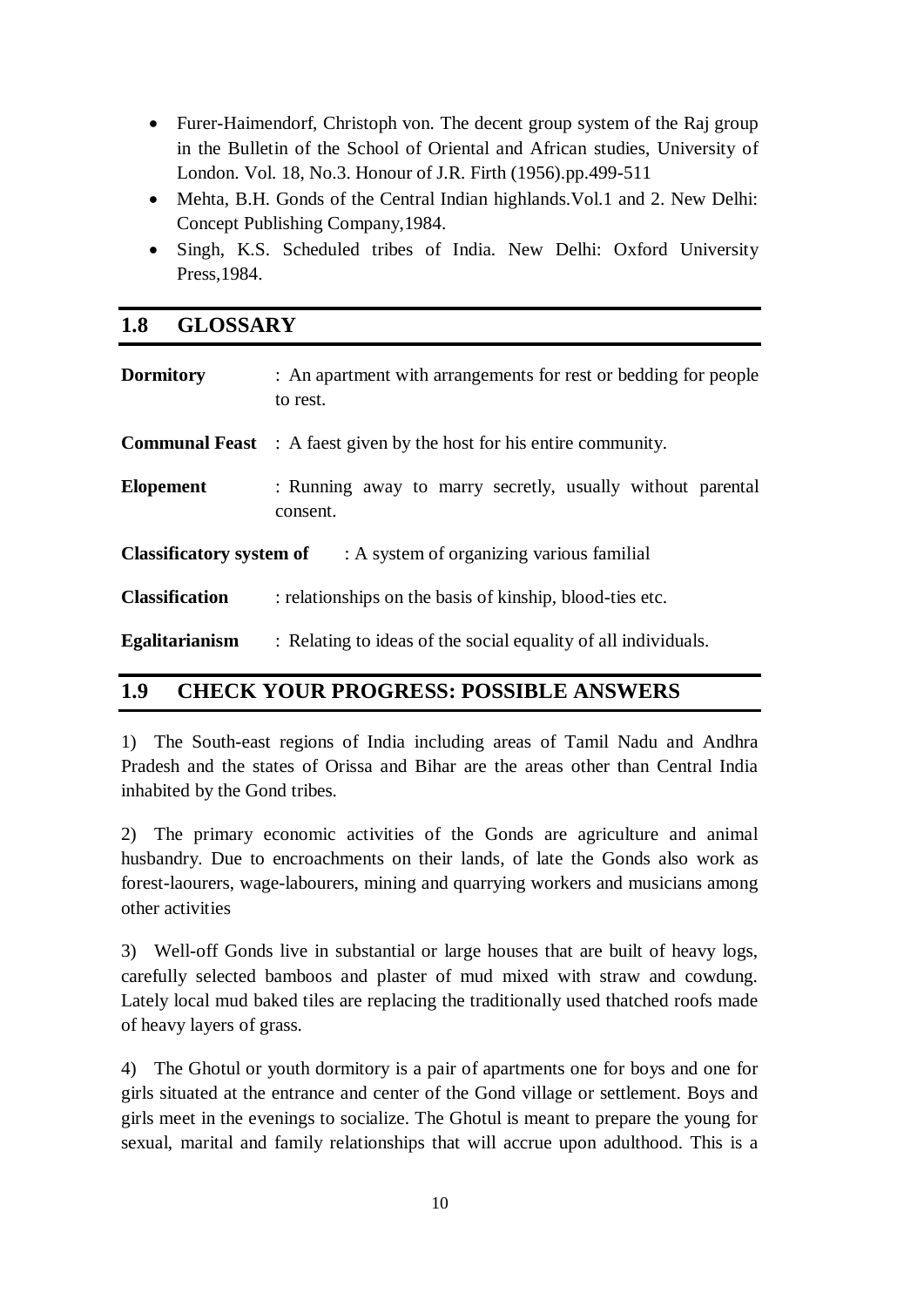- Furer-Haimendorf, Christoph von. The decent group system of the Raj group in the Bulletin of the School of Oriental and African studies, University of London. Vol. 18, No.3. Honour of J.R. Firth (1956).pp.499-511
- Mehta, B.H. Gonds of the Central Indian highlands.Vol.1 and 2. New Delhi: Concept Publishing Company,1984.
- Singh, K.S. Scheduled tribes of India. New Delhi: Oxford University Press,1984.

## 1.8 GLOSSARY

**Dormitory** : An apartment with arrangements for rest or bedding for people to rest.

**Communal Feast** : A faest given by the host for his entire community.

**Elopement** : Running away to marry secretly, usually without parental consent.

**Classificatory system of** : A system of organizing various familial

**Classification** : relationships on the basis of kinship, blood-ties etc.

**Egalitarianism** : Relating to ideas of the social equality of all individuals.

## 1.9 CHECK YOUR PROGRESS: POSSIBLE ANSWERS

1) The South-east regions of India including areas of Tamil Nadu and Andhra Pradesh and the states of Orissa and Bihar are the areas other than Central India inhabited by the Gond tribes.

2) The primary economic activities of the Gonds are agriculture and animal husbandry. Due to encroachments on their lands, of late the Gonds also work as forest-laourers, wage-labourers, mining and quarrying workers and musicians among other activities

3) Well-off Gonds live in substantial or large houses that are built of heavy logs, carefully selected bamboos and plaster of mud mixed with straw and cowdung. Lately local mud baked tiles are replacing the traditionally used thatched roofs made of heavy layers of grass.

4) The Ghotul or youth dormitory is a pair of apartments one for boys and one for girls situated at the entrance and center of the Gond village or settlement. Boys and girls meet in the evenings to socialize. The Ghotul is meant to prepare the young for sexual, marital and family relationships that will accrue upon adulthood. This is a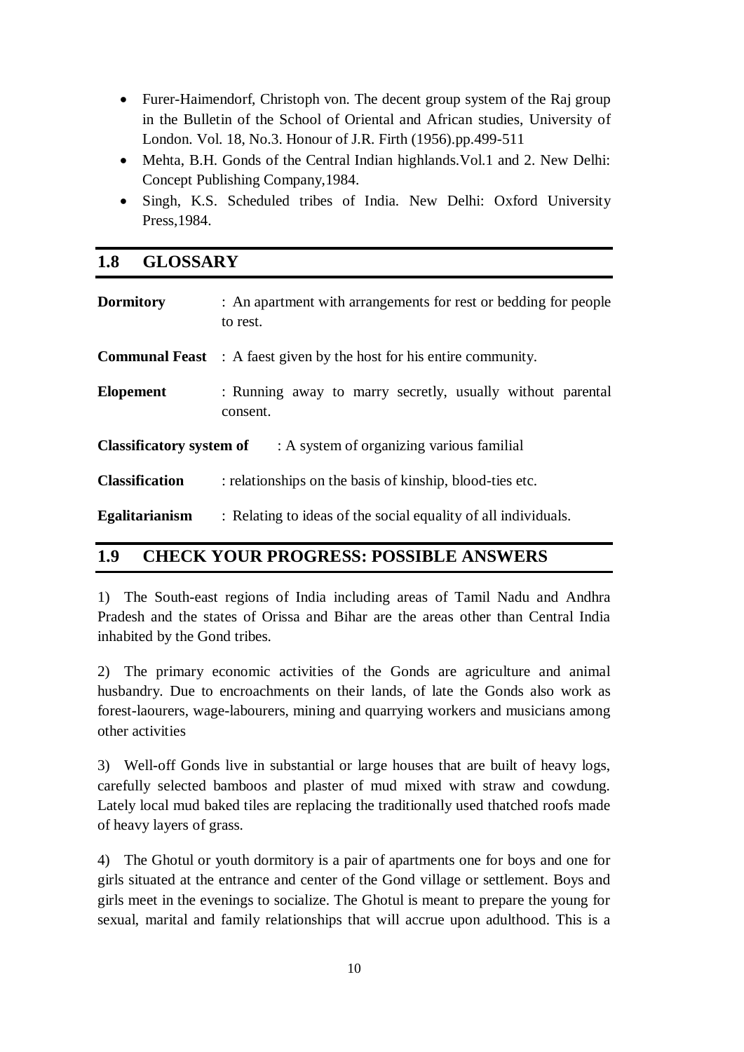- Furer-Haimendorf, Christoph von. The decent group system of the Raj group in the Bulletin of the School of Oriental and African studies, University of London. Vol. 18, No.3. Honour of J.R. Firth (1956).pp.499-511
- Mehta, B.H. Gonds of the Central Indian highlands.Vol.1 and 2. New Delhi: Concept Publishing Company,1984.
- Singh, K.S. Scheduled tribes of India. New Delhi: Oxford University Press,1984.

## 1.8 GLOSSARY

**Dormitory** : An apartment with arrangements for rest or bedding for people to rest.

**Communal Feast** : A faest given by the host for his entire community.

**Elopement** : Running away to marry secretly, usually without parental consent.

**Classificatory system of** : A system of organizing various familial

**Classification** : relationships on the basis of kinship, blood-ties etc.

**Egalitarianism** : Relating to ideas of the social equality of all individuals.

## 1.9 CHECK YOUR PROGRESS: POSSIBLE ANSWERS

1) The South-east regions of India including areas of Tamil Nadu and Andhra Pradesh and the states of Orissa and Bihar are the areas other than Central India inhabited by the Gond tribes.

2) The primary economic activities of the Gonds are agriculture and animal husbandry. Due to encroachments on their lands, of late the Gonds also work as forest-laourers, wage-labourers, mining and quarrying workers and musicians among other activities

3) Well-off Gonds live in substantial or large houses that are built of heavy logs, carefully selected bamboos and plaster of mud mixed with straw and cowdung. Lately local mud baked tiles are replacing the traditionally used thatched roofs made of heavy layers of grass.

4) The Ghotul or youth dormitory is a pair of apartments one for boys and one for girls situated at the entrance and center of the Gond village or settlement. Boys and girls meet in the evenings to socialize. The Ghotul is meant to prepare the young for sexual, marital and family relationships that will accrue upon adulthood. This is a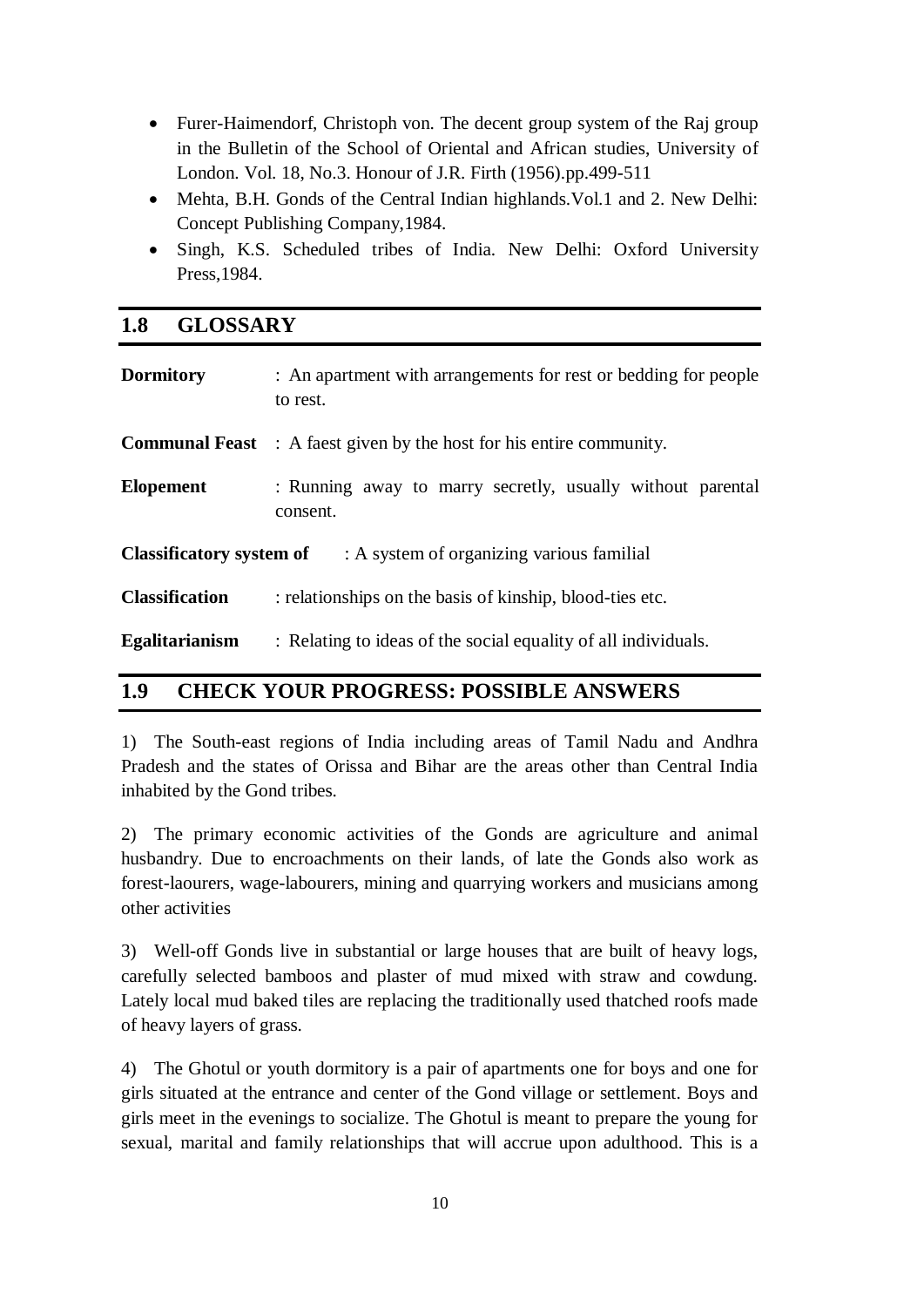- Furer-Haimendorf, Christoph von. The decent group system of the Raj group in the Bulletin of the School of Oriental and African studies, University of London. Vol. 18, No.3. Honour of J.R. Firth (1956).pp.499-511
- Mehta, B.H. Gonds of the Central Indian highlands.Vol.1 and 2. New Delhi: Concept Publishing Company,1984.
- Singh, K.S. Scheduled tribes of India. New Delhi: Oxford University Press,1984.

## 1.8 GLOSSARY

**Dormitory** : An apartment with arrangements for rest or bedding for people to rest.

**Communal Feast** : A faest given by the host for his entire community.

**Elopement** : Running away to marry secretly, usually without parental consent.

**Classificatory system of** : A system of organizing various familial

**Classification** : relationships on the basis of kinship, blood-ties etc.

**Egalitarianism** : Relating to ideas of the social equality of all individuals.

## 1.9 CHECK YOUR PROGRESS: POSSIBLE ANSWERS

1) The South-east regions of India including areas of Tamil Nadu and Andhra Pradesh and the states of Orissa and Bihar are the areas other than Central India inhabited by the Gond tribes.

2) The primary economic activities of the Gonds are agriculture and animal husbandry. Due to encroachments on their lands, of late the Gonds also work as forest-laourers, wage-labourers, mining and quarrying workers and musicians among other activities

3) Well-off Gonds live in substantial or large houses that are built of heavy logs, carefully selected bamboos and plaster of mud mixed with straw and cowdung. Lately local mud baked tiles are replacing the traditionally used thatched roofs made of heavy layers of grass.

4) The Ghotul or youth dormitory is a pair of apartments one for boys and one for girls situated at the entrance and center of the Gond village or settlement. Boys and girls meet in the evenings to socialize. The Ghotul is meant to prepare the young for sexual, marital and family relationships that will accrue upon adulthood. This is a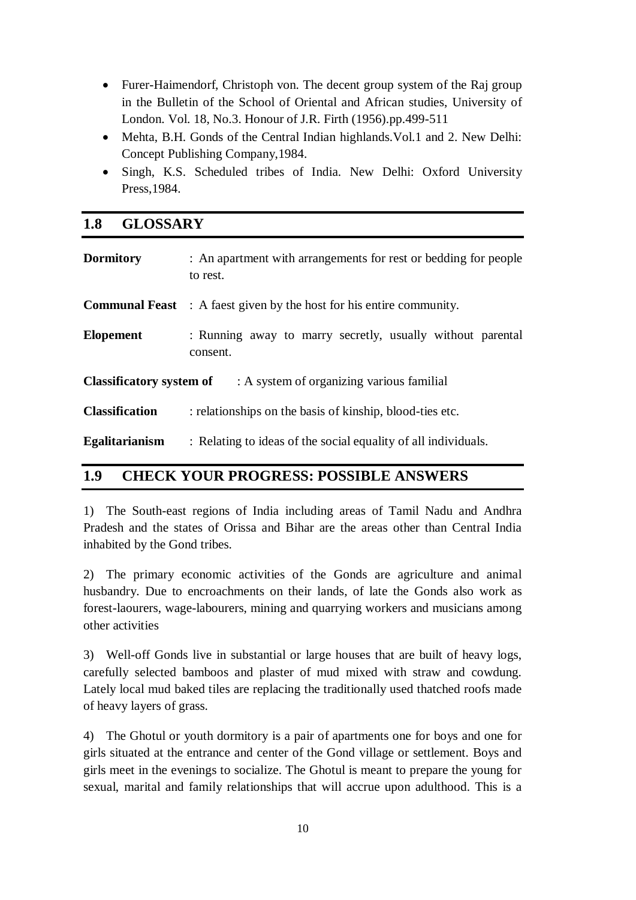- Furer-Haimendorf, Christoph von. The decent group system of the Raj group in the Bulletin of the School of Oriental and African studies, University of London. Vol. 18, No.3. Honour of J.R. Firth (1956).pp.499-511
- Mehta, B.H. Gonds of the Central Indian highlands.Vol.1 and 2. New Delhi: Concept Publishing Company,1984.
- Singh, K.S. Scheduled tribes of India. New Delhi: Oxford University Press,1984.

## 1.8 GLOSSARY

**Dormitory** : An apartment with arrangements for rest or bedding for people to rest.

**Communal Feast** : A faest given by the host for his entire community.

**Elopement** : Running away to marry secretly, usually without parental consent.

**Classificatory system of** : A system of organizing various familial

**Classification** : relationships on the basis of kinship, blood-ties etc.

**Egalitarianism** : Relating to ideas of the social equality of all individuals.

## 1.9 CHECK YOUR PROGRESS: POSSIBLE ANSWERS

1) The South-east regions of India including areas of Tamil Nadu and Andhra Pradesh and the states of Orissa and Bihar are the areas other than Central India inhabited by the Gond tribes.

2) The primary economic activities of the Gonds are agriculture and animal husbandry. Due to encroachments on their lands, of late the Gonds also work as forest-laourers, wage-labourers, mining and quarrying workers and musicians among other activities

3) Well-off Gonds live in substantial or large houses that are built of heavy logs, carefully selected bamboos and plaster of mud mixed with straw and cowdung. Lately local mud baked tiles are replacing the traditionally used thatched roofs made of heavy layers of grass.

4) The Ghotul or youth dormitory is a pair of apartments one for boys and one for girls situated at the entrance and center of the Gond village or settlement. Boys and girls meet in the evenings to socialize. The Ghotul is meant to prepare the young for sexual, marital and family relationships that will accrue upon adulthood. This is a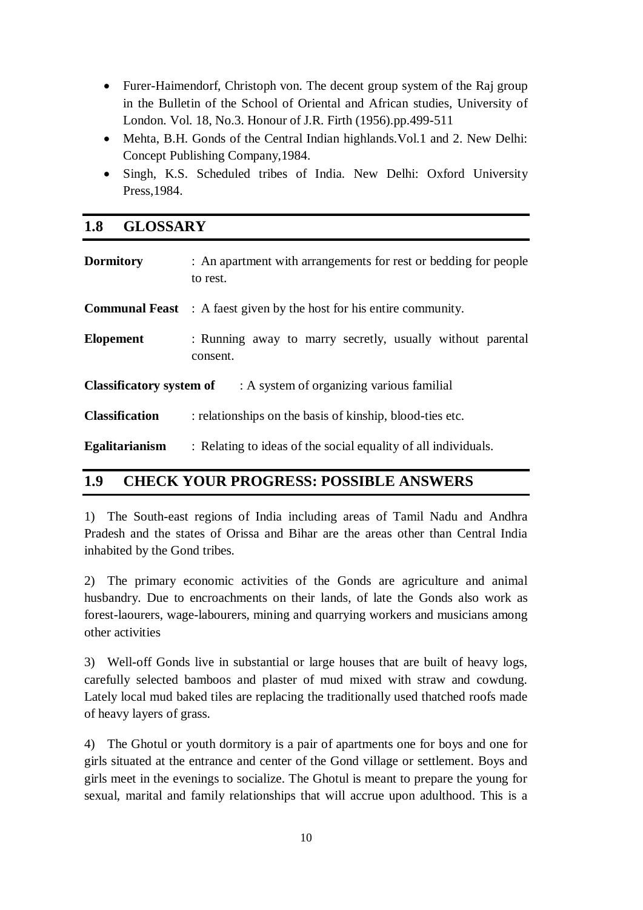- Furer-Haimendorf, Christoph von. The decent group system of the Raj group in the Bulletin of the School of Oriental and African studies, University of London. Vol. 18, No.3. Honour of J.R. Firth (1956).pp.499-511
- Mehta, B.H. Gonds of the Central Indian highlands.Vol.1 and 2. New Delhi: Concept Publishing Company,1984.
- Singh, K.S. Scheduled tribes of India. New Delhi: Oxford University Press,1984.

## 1.8 GLOSSARY

**Dormitory** : An apartment with arrangements for rest or bedding for people to rest.

**Communal Feast** : A faest given by the host for his entire community.

**Elopement** : Running away to marry secretly, usually without parental consent.

**Classificatory system of** : A system of organizing various familial

**Classification** : relationships on the basis of kinship, blood-ties etc.

**Egalitarianism** : Relating to ideas of the social equality of all individuals.

## 1.9 CHECK YOUR PROGRESS: POSSIBLE ANSWERS

1) The South-east regions of India including areas of Tamil Nadu and Andhra Pradesh and the states of Orissa and Bihar are the areas other than Central India inhabited by the Gond tribes.

2) The primary economic activities of the Gonds are agriculture and animal husbandry. Due to encroachments on their lands, of late the Gonds also work as forest-laourers, wage-labourers, mining and quarrying workers and musicians among other activities

3) Well-off Gonds live in substantial or large houses that are built of heavy logs, carefully selected bamboos and plaster of mud mixed with straw and cowdung. Lately local mud baked tiles are replacing the traditionally used thatched roofs made of heavy layers of grass.

4) The Ghotul or youth dormitory is a pair of apartments one for boys and one for girls situated at the entrance and center of the Gond village or settlement. Boys and girls meet in the evenings to socialize. The Ghotul is meant to prepare the young for sexual, marital and family relationships that will accrue upon adulthood. This is a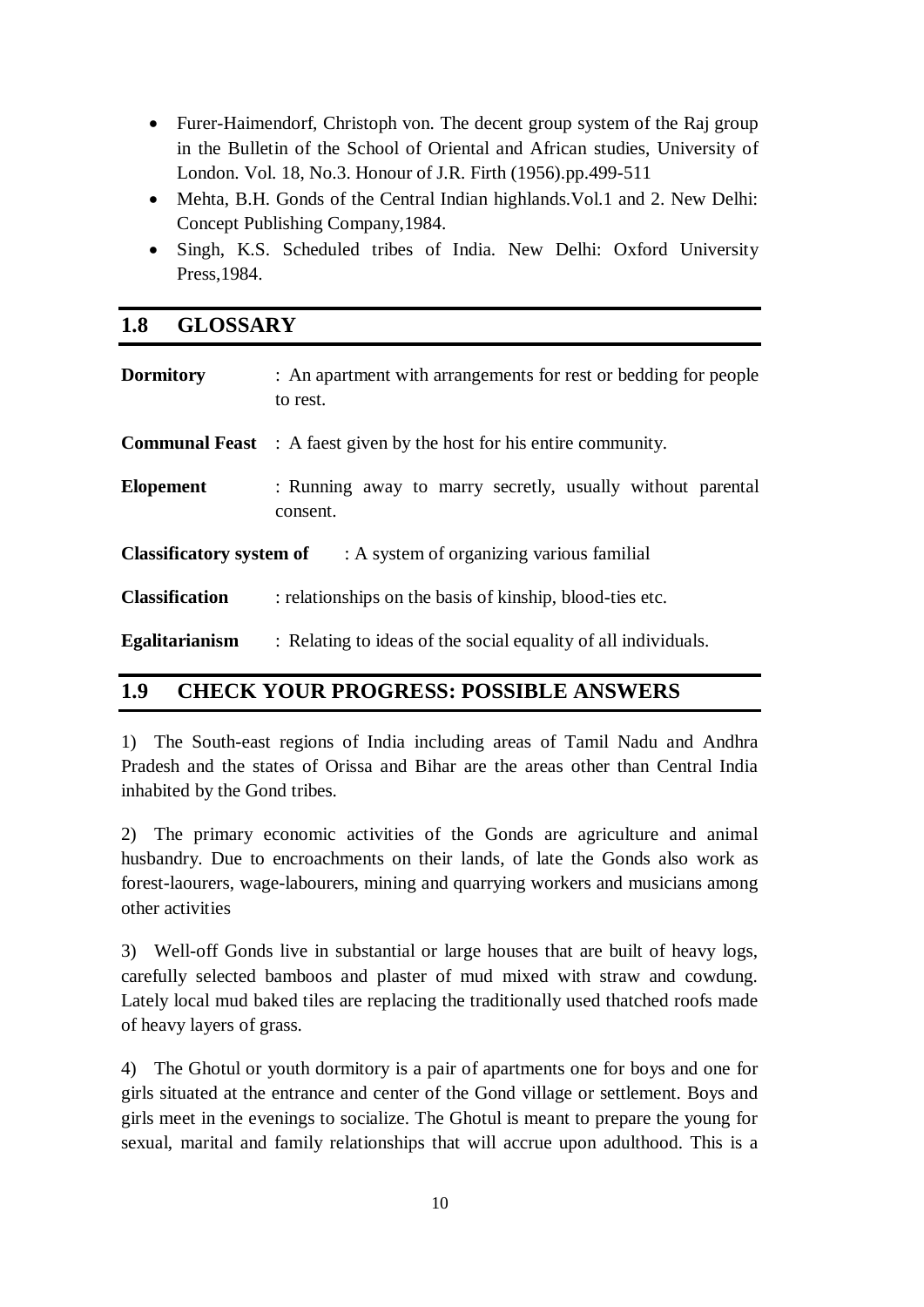- Furer-Haimendorf, Christoph von. The decent group system of the Raj group in the Bulletin of the School of Oriental and African studies, University of London. Vol. 18, No.3. Honour of J.R. Firth (1956).pp.499-511
- Mehta, B.H. Gonds of the Central Indian highlands.Vol.1 and 2. New Delhi: Concept Publishing Company,1984.
- Singh, K.S. Scheduled tribes of India. New Delhi: Oxford University Press,1984.

## 1.8 GLOSSARY

**Dormitory** : An apartment with arrangements for rest or bedding for people to rest.

**Communal Feast** : A faest given by the host for his entire community.

**Elopement** : Running away to marry secretly, usually without parental consent.

**Classificatory system of** : A system of organizing various familial

**Classification** : relationships on the basis of kinship, blood-ties etc.

**Egalitarianism** : Relating to ideas of the social equality of all individuals.

## 1.9 CHECK YOUR PROGRESS: POSSIBLE ANSWERS

1) The South-east regions of India including areas of Tamil Nadu and Andhra Pradesh and the states of Orissa and Bihar are the areas other than Central India inhabited by the Gond tribes.

2) The primary economic activities of the Gonds are agriculture and animal husbandry. Due to encroachments on their lands, of late the Gonds also work as forest-laourers, wage-labourers, mining and quarrying workers and musicians among other activities

3) Well-off Gonds live in substantial or large houses that are built of heavy logs, carefully selected bamboos and plaster of mud mixed with straw and cowdung. Lately local mud baked tiles are replacing the traditionally used thatched roofs made of heavy layers of grass.

4) The Ghotul or youth dormitory is a pair of apartments one for boys and one for girls situated at the entrance and center of the Gond village or settlement. Boys and girls meet in the evenings to socialize. The Ghotul is meant to prepare the young for sexual, marital and family relationships that will accrue upon adulthood. This is a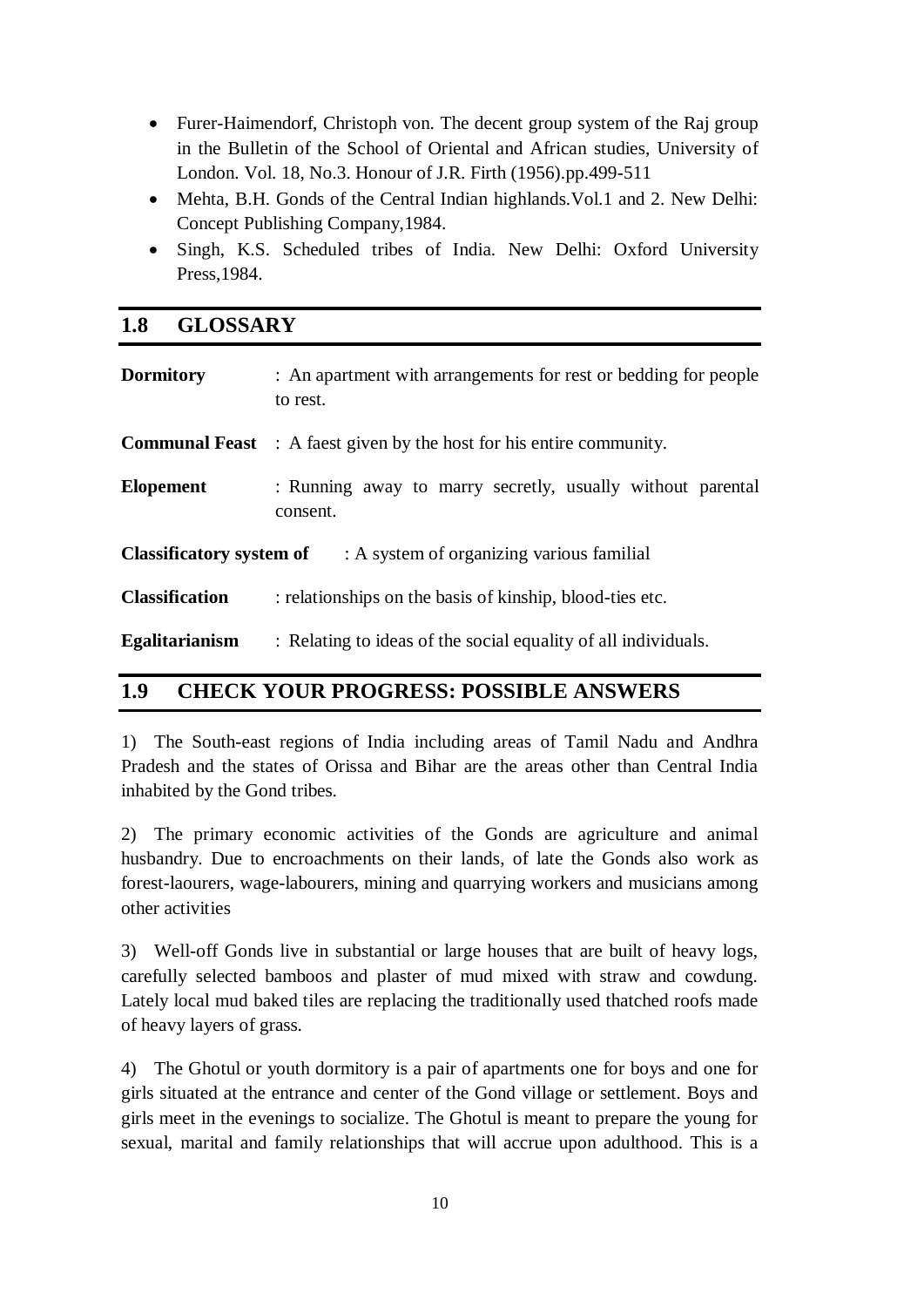- Furer-Haimendorf, Christoph von. The decent group system of the Raj group in the Bulletin of the School of Oriental and African studies, University of London. Vol. 18, No.3. Honour of J.R. Firth (1956).pp.499-511
- Mehta, B.H. Gonds of the Central Indian highlands.Vol.1 and 2. New Delhi: Concept Publishing Company,1984.
- Singh, K.S. Scheduled tribes of India. New Delhi: Oxford University Press,1984.

## 1.8 GLOSSARY

**Dormitory** : An apartment with arrangements for rest or bedding for people to rest.

**Communal Feast** : A faest given by the host for his entire community.

**Elopement** : Running away to marry secretly, usually without parental consent.

**Classificatory system of** : A system of organizing various familial

**Classification** : relationships on the basis of kinship, blood-ties etc.

**Egalitarianism** : Relating to ideas of the social equality of all individuals.

## 1.9 CHECK YOUR PROGRESS: POSSIBLE ANSWERS

1) The South-east regions of India including areas of Tamil Nadu and Andhra Pradesh and the states of Orissa and Bihar are the areas other than Central India inhabited by the Gond tribes.

2) The primary economic activities of the Gonds are agriculture and animal husbandry. Due to encroachments on their lands, of late the Gonds also work as forest-laourers, wage-labourers, mining and quarrying workers and musicians among other activities

3) Well-off Gonds live in substantial or large houses that are built of heavy logs, carefully selected bamboos and plaster of mud mixed with straw and cowdung. Lately local mud baked tiles are replacing the traditionally used thatched roofs made of heavy layers of grass.

4) The Ghotul or youth dormitory is a pair of apartments one for boys and one for girls situated at the entrance and center of the Gond village or settlement. Boys and girls meet in the evenings to socialize. The Ghotul is meant to prepare the young for sexual, marital and family relationships that will accrue upon adulthood. This is a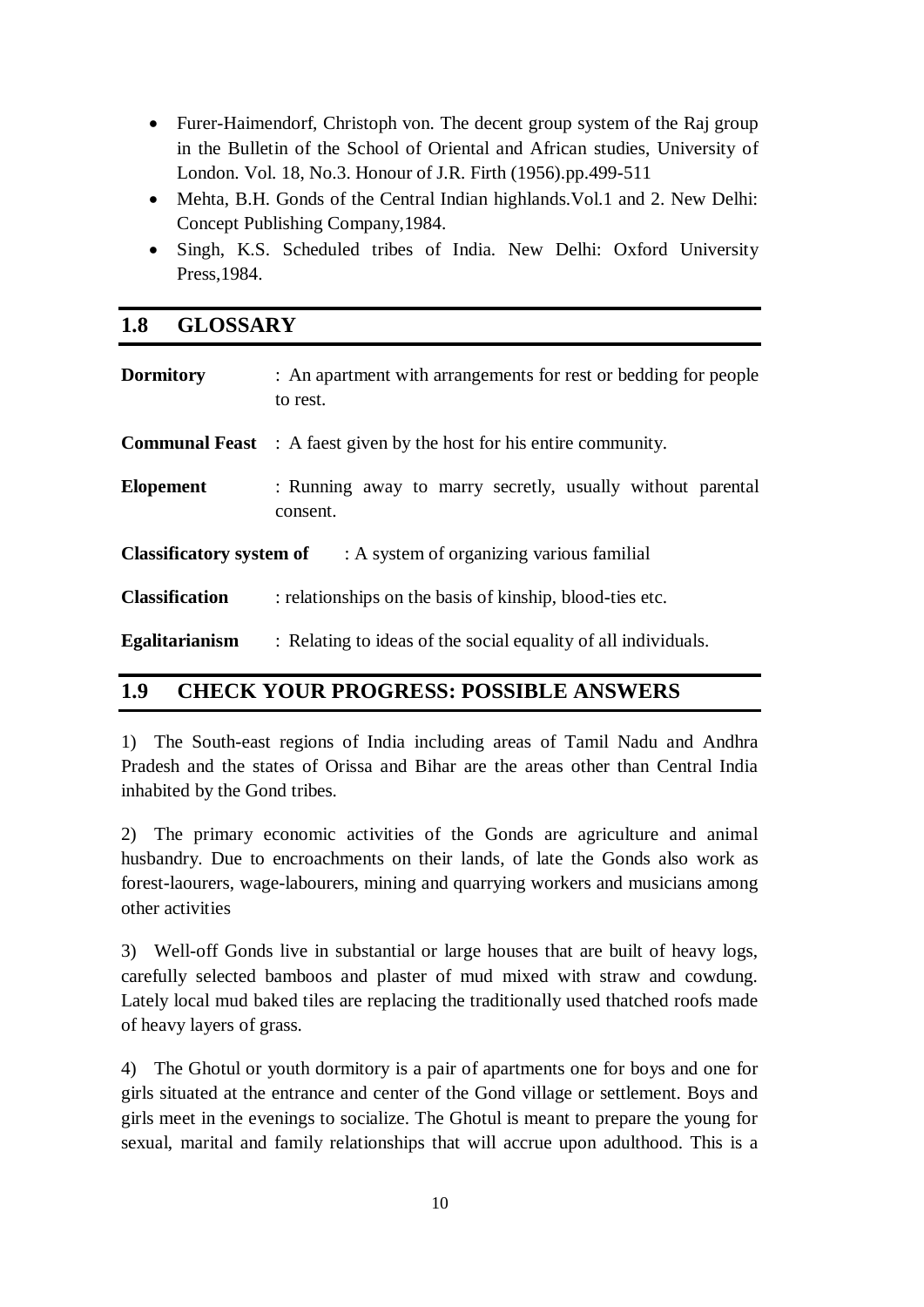- Furer-Haimendorf, Christoph von. The decent group system of the Raj group in the Bulletin of the School of Oriental and African studies, University of London. Vol. 18, No.3. Honour of J.R. Firth (1956).pp.499-511
- Mehta, B.H. Gonds of the Central Indian highlands.Vol.1 and 2. New Delhi: Concept Publishing Company,1984.
- Singh, K.S. Scheduled tribes of India. New Delhi: Oxford University Press,1984.

## 1.8 GLOSSARY

**Dormitory** : An apartment with arrangements for rest or bedding for people to rest.

**Communal Feast** : A faest given by the host for his entire community.

**Elopement** : Running away to marry secretly, usually without parental consent.

**Classificatory system of** : A system of organizing various familial

**Classification** : relationships on the basis of kinship, blood-ties etc.

**Egalitarianism** : Relating to ideas of the social equality of all individuals.

## 1.9 CHECK YOUR PROGRESS: POSSIBLE ANSWERS

1) The South-east regions of India including areas of Tamil Nadu and Andhra Pradesh and the states of Orissa and Bihar are the areas other than Central India inhabited by the Gond tribes.

2) The primary economic activities of the Gonds are agriculture and animal husbandry. Due to encroachments on their lands, of late the Gonds also work as forest-laourers, wage-labourers, mining and quarrying workers and musicians among other activities

3) Well-off Gonds live in substantial or large houses that are built of heavy logs, carefully selected bamboos and plaster of mud mixed with straw and cowdung. Lately local mud baked tiles are replacing the traditionally used thatched roofs made of heavy layers of grass.

4) The Ghotul or youth dormitory is a pair of apartments one for boys and one for girls situated at the entrance and center of the Gond village or settlement. Boys and girls meet in the evenings to socialize. The Ghotul is meant to prepare the young for sexual, marital and family relationships that will accrue upon adulthood. This is a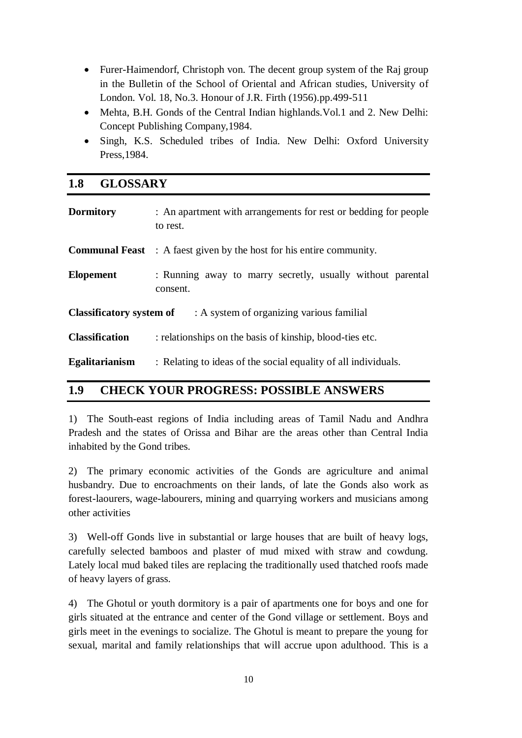- Furer-Haimendorf, Christoph von. The decent group system of the Raj group in the Bulletin of the School of Oriental and African studies, University of London. Vol. 18, No.3. Honour of J.R. Firth (1956).pp.499-511
- Mehta, B.H. Gonds of the Central Indian highlands.Vol.1 and 2. New Delhi: Concept Publishing Company,1984.
- Singh, K.S. Scheduled tribes of India. New Delhi: Oxford University Press,1984.

## 1.8 GLOSSARY

**Dormitory** : An apartment with arrangements for rest or bedding for people to rest.

**Communal Feast** : A faest given by the host for his entire community.

**Elopement** : Running away to marry secretly, usually without parental consent.

**Classificatory system of** : A system of organizing various familial

**Classification** : relationships on the basis of kinship, blood-ties etc.

**Egalitarianism** : Relating to ideas of the social equality of all individuals.

## 1.9 CHECK YOUR PROGRESS: POSSIBLE ANSWERS

1) The South-east regions of India including areas of Tamil Nadu and Andhra Pradesh and the states of Orissa and Bihar are the areas other than Central India inhabited by the Gond tribes.

2) The primary economic activities of the Gonds are agriculture and animal husbandry. Due to encroachments on their lands, of late the Gonds also work as forest-laourers, wage-labourers, mining and quarrying workers and musicians among other activities

3) Well-off Gonds live in substantial or large houses that are built of heavy logs, carefully selected bamboos and plaster of mud mixed with straw and cowdung. Lately local mud baked tiles are replacing the traditionally used thatched roofs made of heavy layers of grass.

4) The Ghotul or youth dormitory is a pair of apartments one for boys and one for girls situated at the entrance and center of the Gond village or settlement. Boys and girls meet in the evenings to socialize. The Ghotul is meant to prepare the young for sexual, marital and family relationships that will accrue upon adulthood. This is a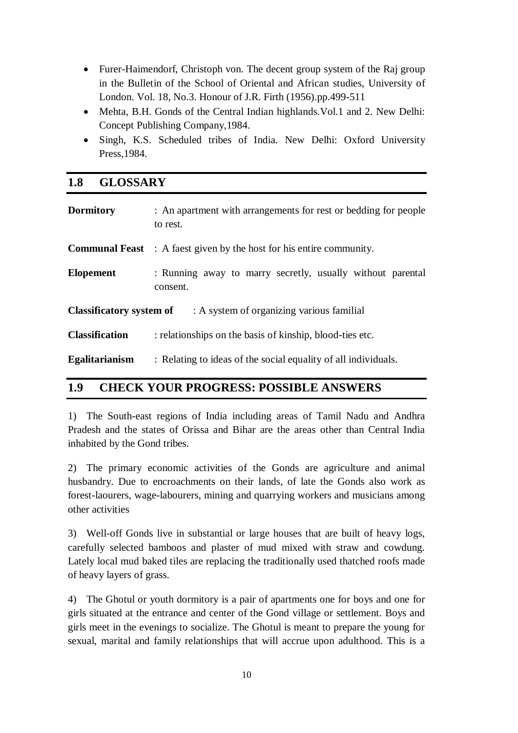- Furer-Haimendorf, Christoph von. The decent group system of the Raj group in the Bulletin of the School of Oriental and African studies, University of London. Vol. 18, No.3. Honour of J.R. Firth (1956).pp.499-511
- Mehta, B.H. Gonds of the Central Indian highlands.Vol.1 and 2. New Delhi: Concept Publishing Company,1984.
- Singh, K.S. Scheduled tribes of India. New Delhi: Oxford University Press,1984.

## 1.8 GLOSSARY

**Dormitory** : An apartment with arrangements for rest or bedding for people to rest.

**Communal Feast** : A faest given by the host for his entire community.

**Elopement** : Running away to marry secretly, usually without parental consent.

**Classificatory system of** : A system of organizing various familial

**Classification** : relationships on the basis of kinship, blood-ties etc.

**Egalitarianism** : Relating to ideas of the social equality of all individuals.

## 1.9 CHECK YOUR PROGRESS: POSSIBLE ANSWERS

1) The South-east regions of India including areas of Tamil Nadu and Andhra Pradesh and the states of Orissa and Bihar are the areas other than Central India inhabited by the Gond tribes.

2) The primary economic activities of the Gonds are agriculture and animal husbandry. Due to encroachments on their lands, of late the Gonds also work as forest-laourers, wage-labourers, mining and quarrying workers and musicians among other activities

3) Well-off Gonds live in substantial or large houses that are built of heavy logs, carefully selected bamboos and plaster of mud mixed with straw and cowdung. Lately local mud baked tiles are replacing the traditionally used thatched roofs made of heavy layers of grass.

4) The Ghotul or youth dormitory is a pair of apartments one for boys and one for girls situated at the entrance and center of the Gond village or settlement. Boys and girls meet in the evenings to socialize. The Ghotul is meant to prepare the young for sexual, marital and family relationships that will accrue upon adulthood. This is a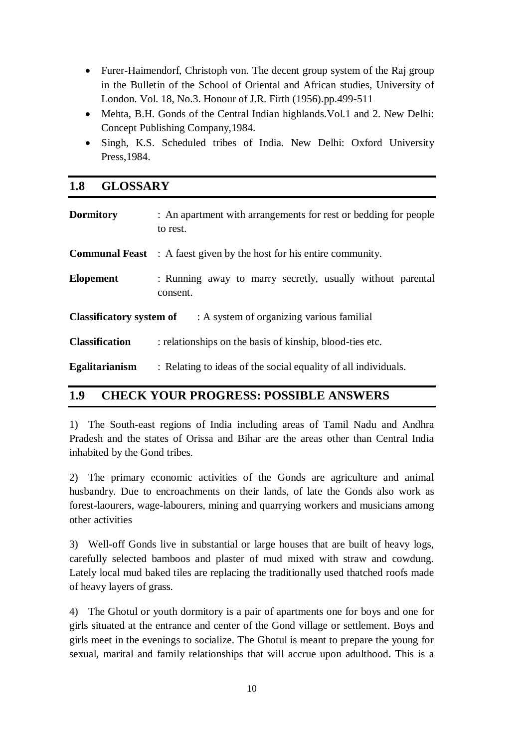- Furer-Haimendorf, Christoph von. The decent group system of the Raj group in the Bulletin of the School of Oriental and African studies, University of London. Vol. 18, No.3. Honour of J.R. Firth (1956).pp.499-511
- Mehta, B.H. Gonds of the Central Indian highlands.Vol.1 and 2. New Delhi: Concept Publishing Company,1984.
- Singh, K.S. Scheduled tribes of India. New Delhi: Oxford University Press,1984.

## 1.8 GLOSSARY

**Dormitory** : An apartment with arrangements for rest or bedding for people to rest.

**Communal Feast** : A faest given by the host for his entire community.

**Elopement** : Running away to marry secretly, usually without parental consent.

**Classificatory system of** : A system of organizing various familial

**Classification** : relationships on the basis of kinship, blood-ties etc.

**Egalitarianism** : Relating to ideas of the social equality of all individuals.

## 1.9 CHECK YOUR PROGRESS: POSSIBLE ANSWERS

1) The South-east regions of India including areas of Tamil Nadu and Andhra Pradesh and the states of Orissa and Bihar are the areas other than Central India inhabited by the Gond tribes.

2) The primary economic activities of the Gonds are agriculture and animal husbandry. Due to encroachments on their lands, of late the Gonds also work as forest-laourers, wage-labourers, mining and quarrying workers and musicians among other activities

3) Well-off Gonds live in substantial or large houses that are built of heavy logs, carefully selected bamboos and plaster of mud mixed with straw and cowdung. Lately local mud baked tiles are replacing the traditionally used thatched roofs made of heavy layers of grass.

4) The Ghotul or youth dormitory is a pair of apartments one for boys and one for girls situated at the entrance and center of the Gond village or settlement. Boys and girls meet in the evenings to socialize. The Ghotul is meant to prepare the young for sexual, marital and family relationships that will accrue upon adulthood. This is a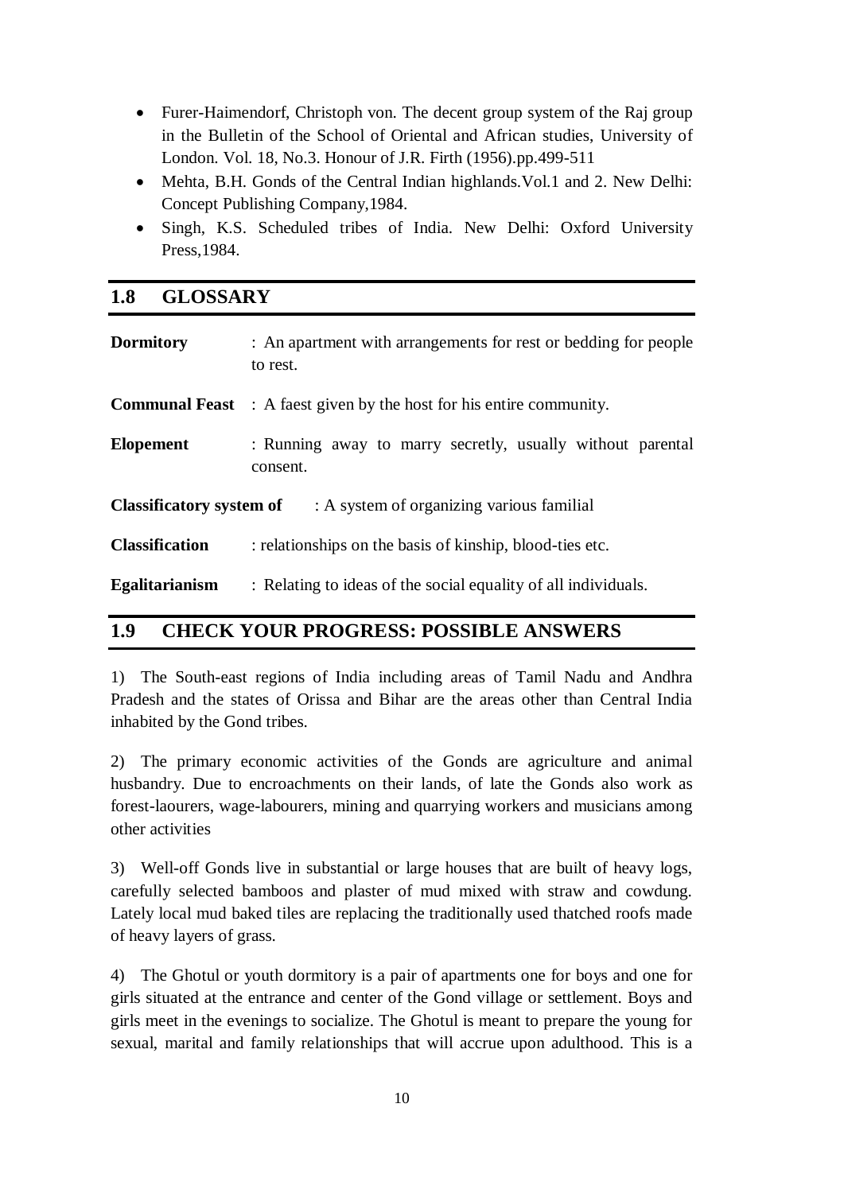- Furer-Haimendorf, Christoph von. The decent group system of the Raj group in the Bulletin of the School of Oriental and African studies, University of London. Vol. 18, No.3. Honour of J.R. Firth (1956).pp.499-511
- Mehta, B.H. Gonds of the Central Indian highlands.Vol.1 and 2. New Delhi: Concept Publishing Company,1984.
- Singh, K.S. Scheduled tribes of India. New Delhi: Oxford University Press,1984.

## 1.8 GLOSSARY

**Dormitory** : An apartment with arrangements for rest or bedding for people to rest.

**Communal Feast** : A faest given by the host for his entire community.

**Elopement** : Running away to marry secretly, usually without parental consent.

**Classificatory system of** : A system of organizing various familial

**Classification** : relationships on the basis of kinship, blood-ties etc.

**Egalitarianism** : Relating to ideas of the social equality of all individuals.

## 1.9 CHECK YOUR PROGRESS: POSSIBLE ANSWERS

1) The South-east regions of India including areas of Tamil Nadu and Andhra Pradesh and the states of Orissa and Bihar are the areas other than Central India inhabited by the Gond tribes.

2) The primary economic activities of the Gonds are agriculture and animal husbandry. Due to encroachments on their lands, of late the Gonds also work as forest-laourers, wage-labourers, mining and quarrying workers and musicians among other activities

3) Well-off Gonds live in substantial or large houses that are built of heavy logs, carefully selected bamboos and plaster of mud mixed with straw and cowdung. Lately local mud baked tiles are replacing the traditionally used thatched roofs made of heavy layers of grass.

4) The Ghotul or youth dormitory is a pair of apartments one for boys and one for girls situated at the entrance and center of the Gond village or settlement. Boys and girls meet in the evenings to socialize. The Ghotul is meant to prepare the young for sexual, marital and family relationships that will accrue upon adulthood. This is a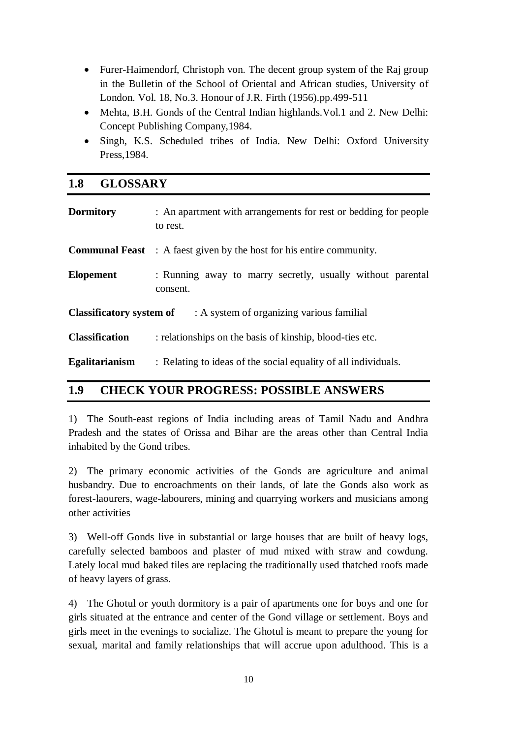- Furer-Haimendorf, Christoph von. The decent group system of the Raj group in the Bulletin of the School of Oriental and African studies, University of London. Vol. 18, No.3. Honour of J.R. Firth (1956).pp.499-511
- Mehta, B.H. Gonds of the Central Indian highlands.Vol.1 and 2. New Delhi: Concept Publishing Company,1984.
- Singh, K.S. Scheduled tribes of India. New Delhi: Oxford University Press,1984.

## 1.8 GLOSSARY

**Dormitory** : An apartment with arrangements for rest or bedding for people to rest.

**Communal Feast** : A faest given by the host for his entire community.

**Elopement** : Running away to marry secretly, usually without parental consent.

**Classificatory system of** : A system of organizing various familial

**Classification** : relationships on the basis of kinship, blood-ties etc.

**Egalitarianism** : Relating to ideas of the social equality of all individuals.

## 1.9 CHECK YOUR PROGRESS: POSSIBLE ANSWERS

1) The South-east regions of India including areas of Tamil Nadu and Andhra Pradesh and the states of Orissa and Bihar are the areas other than Central India inhabited by the Gond tribes.

2) The primary economic activities of the Gonds are agriculture and animal husbandry. Due to encroachments on their lands, of late the Gonds also work as forest-laourers, wage-labourers, mining and quarrying workers and musicians among other activities

3) Well-off Gonds live in substantial or large houses that are built of heavy logs, carefully selected bamboos and plaster of mud mixed with straw and cowdung. Lately local mud baked tiles are replacing the traditionally used thatched roofs made of heavy layers of grass.

4) The Ghotul or youth dormitory is a pair of apartments one for boys and one for girls situated at the entrance and center of the Gond village or settlement. Boys and girls meet in the evenings to socialize. The Ghotul is meant to prepare the young for sexual, marital and family relationships that will accrue upon adulthood. This is a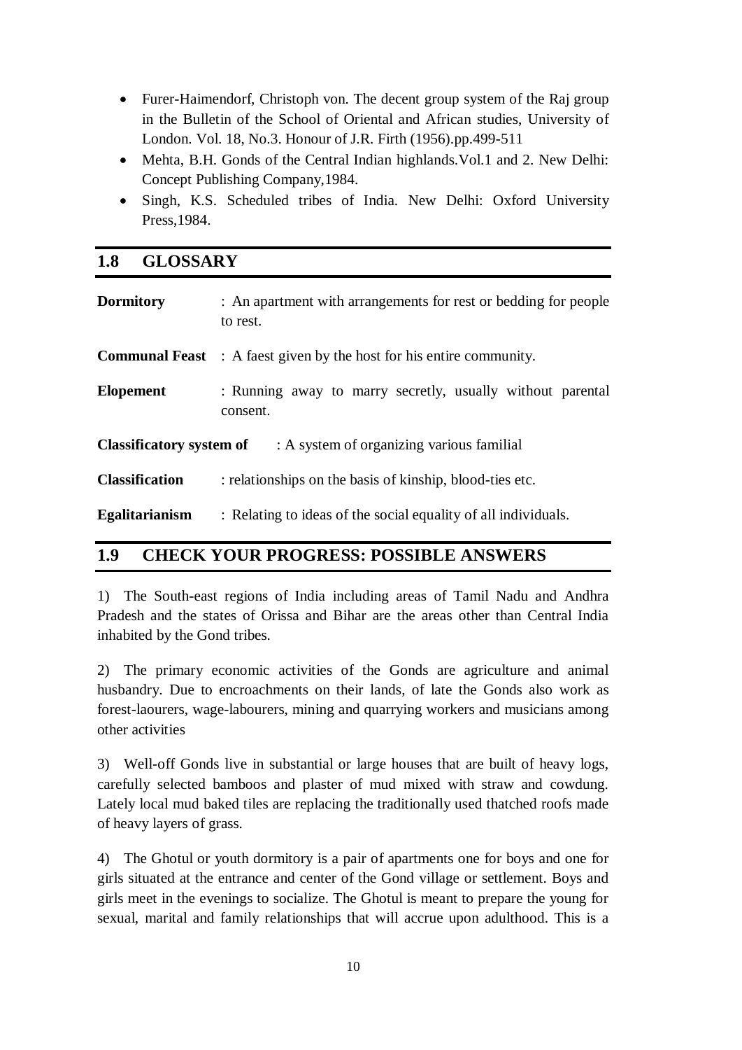- Furer-Haimendorf, Christoph von. The decent group system of the Raj group in the Bulletin of the School of Oriental and African studies, University of London. Vol. 18, No.3. Honour of J.R. Firth (1956).pp.499-511
- Mehta, B.H. Gonds of the Central Indian highlands.Vol.1 and 2. New Delhi: Concept Publishing Company,1984.
- Singh, K.S. Scheduled tribes of India. New Delhi: Oxford University Press,1984.

## 1.8 GLOSSARY

**Dormitory** : An apartment with arrangements for rest or bedding for people to rest.

**Communal Feast** : A faest given by the host for his entire community.

**Elopement** : Running away to marry secretly, usually without parental consent.

**Classificatory system of** : A system of organizing various familial

**Classification** : relationships on the basis of kinship, blood-ties etc.

**Egalitarianism** : Relating to ideas of the social equality of all individuals.

## 1.9 CHECK YOUR PROGRESS: POSSIBLE ANSWERS

1) The South-east regions of India including areas of Tamil Nadu and Andhra Pradesh and the states of Orissa and Bihar are the areas other than Central India inhabited by the Gond tribes.

2) The primary economic activities of the Gonds are agriculture and animal husbandry. Due to encroachments on their lands, of late the Gonds also work as forest-laourers, wage-labourers, mining and quarrying workers and musicians among other activities

3) Well-off Gonds live in substantial or large houses that are built of heavy logs, carefully selected bamboos and plaster of mud mixed with straw and cowdung. Lately local mud baked tiles are replacing the traditionally used thatched roofs made of heavy layers of grass.

4) The Ghotul or youth dormitory is a pair of apartments one for boys and one for girls situated at the entrance and center of the Gond village or settlement. Boys and girls meet in the evenings to socialize. The Ghotul is meant to prepare the young for sexual, marital and family relationships that will accrue upon adulthood. This is a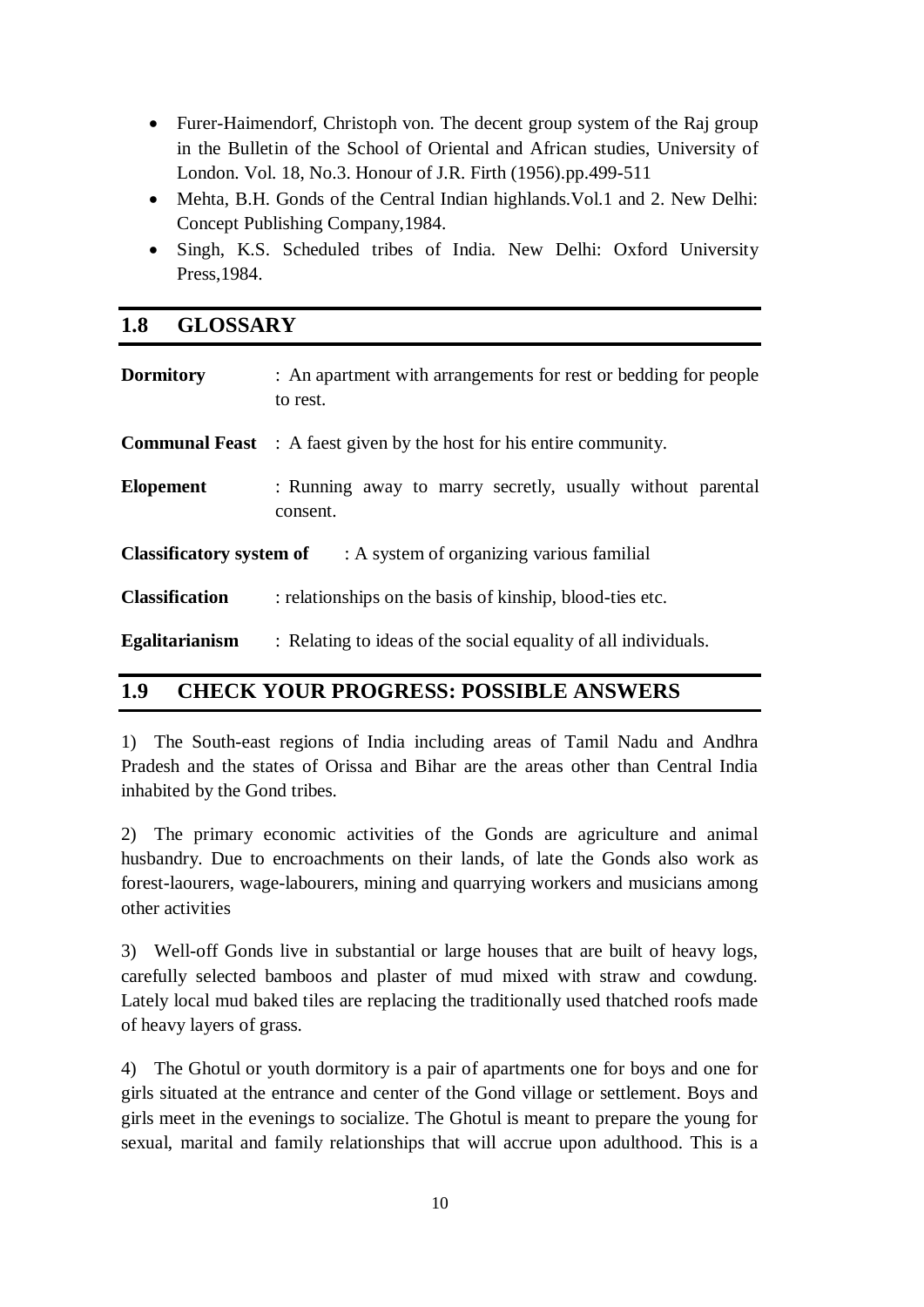- Furer-Haimendorf, Christoph von. The decent group system of the Raj group in the Bulletin of the School of Oriental and African studies, University of London. Vol. 18, No.3. Honour of J.R. Firth (1956).pp.499-511
- Mehta, B.H. Gonds of the Central Indian highlands.Vol.1 and 2. New Delhi: Concept Publishing Company,1984.
- Singh, K.S. Scheduled tribes of India. New Delhi: Oxford University Press,1984.

## 1.8 GLOSSARY

**Dormitory** : An apartment with arrangements for rest or bedding for people to rest.

**Communal Feast** : A faest given by the host for his entire community.

**Elopement** : Running away to marry secretly, usually without parental consent.

**Classificatory system of** : A system of organizing various familial

**Classification** : relationships on the basis of kinship, blood-ties etc.

**Egalitarianism** : Relating to ideas of the social equality of all individuals.

## 1.9 CHECK YOUR PROGRESS: POSSIBLE ANSWERS

1) The South-east regions of India including areas of Tamil Nadu and Andhra Pradesh and the states of Orissa and Bihar are the areas other than Central India inhabited by the Gond tribes.

2) The primary economic activities of the Gonds are agriculture and animal husbandry. Due to encroachments on their lands, of late the Gonds also work as forest-laourers, wage-labourers, mining and quarrying workers and musicians among other activities

3) Well-off Gonds live in substantial or large houses that are built of heavy logs, carefully selected bamboos and plaster of mud mixed with straw and cowdung. Lately local mud baked tiles are replacing the traditionally used thatched roofs made of heavy layers of grass.

4) The Ghotul or youth dormitory is a pair of apartments one for boys and one for girls situated at the entrance and center of the Gond village or settlement. Boys and girls meet in the evenings to socialize. The Ghotul is meant to prepare the young for sexual, marital and family relationships that will accrue upon adulthood. This is a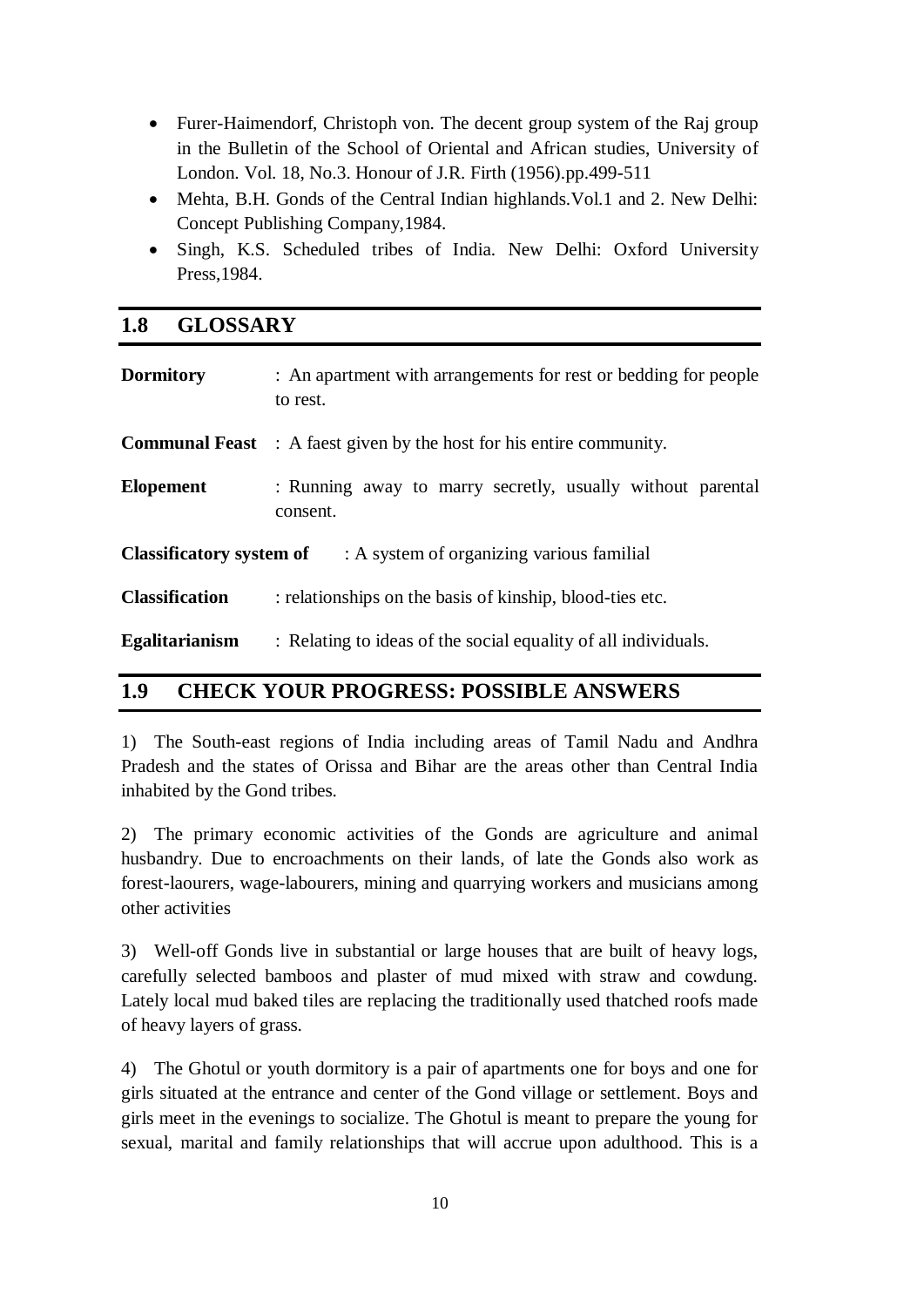- Furer-Haimendorf, Christoph von. The decent group system of the Raj group in the Bulletin of the School of Oriental and African studies, University of London. Vol. 18, No.3. Honour of J.R. Firth (1956).pp.499-511
- Mehta, B.H. Gonds of the Central Indian highlands.Vol.1 and 2. New Delhi: Concept Publishing Company,1984.
- Singh, K.S. Scheduled tribes of India. New Delhi: Oxford University Press,1984.

## 1.8 GLOSSARY

**Dormitory** : An apartment with arrangements for rest or bedding for people to rest.

**Communal Feast** : A faest given by the host for his entire community.

**Elopement** : Running away to marry secretly, usually without parental consent.

**Classificatory system of** : A system of organizing various familial

**Classification** : relationships on the basis of kinship, blood-ties etc.

**Egalitarianism** : Relating to ideas of the social equality of all individuals.

## 1.9 CHECK YOUR PROGRESS: POSSIBLE ANSWERS

1) The South-east regions of India including areas of Tamil Nadu and Andhra Pradesh and the states of Orissa and Bihar are the areas other than Central India inhabited by the Gond tribes.

2) The primary economic activities of the Gonds are agriculture and animal husbandry. Due to encroachments on their lands, of late the Gonds also work as forest-laourers, wage-labourers, mining and quarrying workers and musicians among other activities

3) Well-off Gonds live in substantial or large houses that are built of heavy logs, carefully selected bamboos and plaster of mud mixed with straw and cowdung. Lately local mud baked tiles are replacing the traditionally used thatched roofs made of heavy layers of grass.

4) The Ghotul or youth dormitory is a pair of apartments one for boys and one for girls situated at the entrance and center of the Gond village or settlement. Boys and girls meet in the evenings to socialize. The Ghotul is meant to prepare the young for sexual, marital and family relationships that will accrue upon adulthood. This is a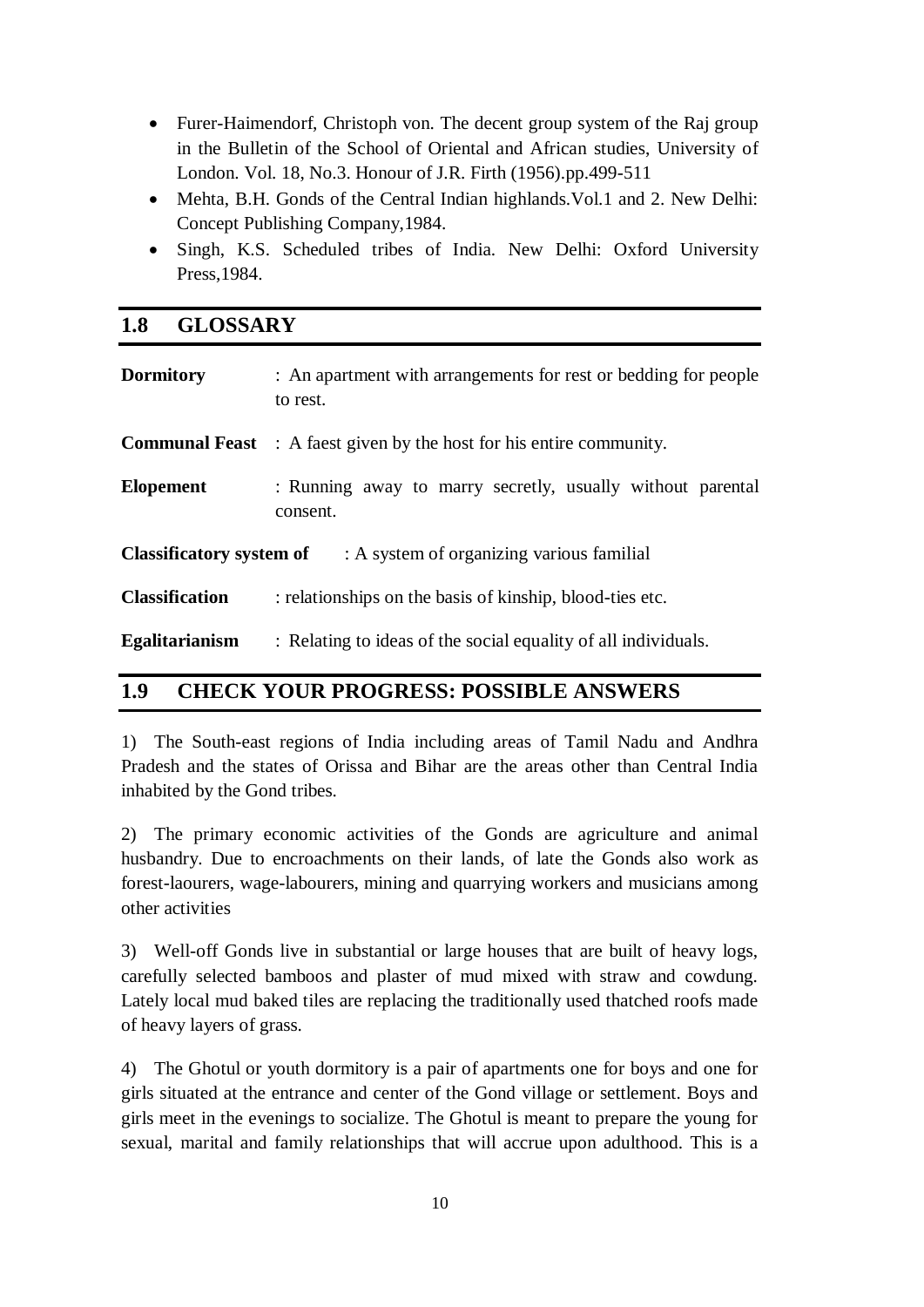- Furer-Haimendorf, Christoph von. The decent group system of the Raj group in the Bulletin of the School of Oriental and African studies, University of London. Vol. 18, No.3. Honour of J.R. Firth (1956).pp.499-511
- Mehta, B.H. Gonds of the Central Indian highlands.Vol.1 and 2. New Delhi: Concept Publishing Company,1984.
- Singh, K.S. Scheduled tribes of India. New Delhi: Oxford University Press,1984.

## 1.8 GLOSSARY

**Dormitory** : An apartment with arrangements for rest or bedding for people to rest.

**Communal Feast** : A faest given by the host for his entire community.

**Elopement** : Running away to marry secretly, usually without parental consent.

**Classificatory system of** : A system of organizing various familial

**Classification** : relationships on the basis of kinship, blood-ties etc.

**Egalitarianism** : Relating to ideas of the social equality of all individuals.

## 1.9 CHECK YOUR PROGRESS: POSSIBLE ANSWERS

1) The South-east regions of India including areas of Tamil Nadu and Andhra Pradesh and the states of Orissa and Bihar are the areas other than Central India inhabited by the Gond tribes.

2) The primary economic activities of the Gonds are agriculture and animal husbandry. Due to encroachments on their lands, of late the Gonds also work as forest-laourers, wage-labourers, mining and quarrying workers and musicians among other activities

3) Well-off Gonds live in substantial or large houses that are built of heavy logs, carefully selected bamboos and plaster of mud mixed with straw and cowdung. Lately local mud baked tiles are replacing the traditionally used thatched roofs made of heavy layers of grass.

4) The Ghotul or youth dormitory is a pair of apartments one for boys and one for girls situated at the entrance and center of the Gond village or settlement. Boys and girls meet in the evenings to socialize. The Ghotul is meant to prepare the young for sexual, marital and family relationships that will accrue upon adulthood. This is a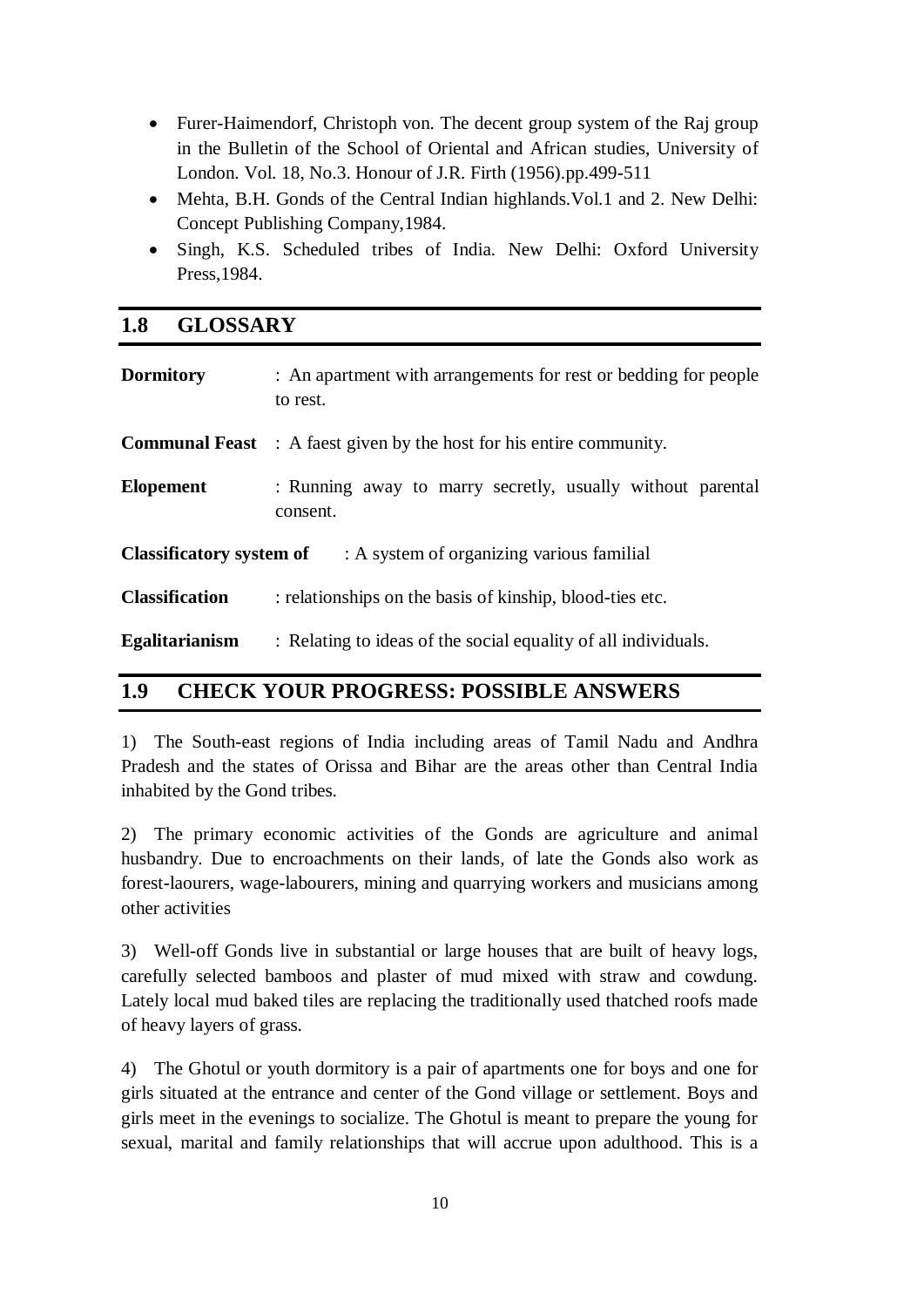- Furer-Haimendorf, Christoph von. The decent group system of the Raj group in the Bulletin of the School of Oriental and African studies, University of London. Vol. 18, No.3. Honour of J.R. Firth (1956).pp.499-511
- Mehta, B.H. Gonds of the Central Indian highlands.Vol.1 and 2. New Delhi: Concept Publishing Company,1984.
- Singh, K.S. Scheduled tribes of India. New Delhi: Oxford University Press,1984.

## 1.8 GLOSSARY

**Dormitory** : An apartment with arrangements for rest or bedding for people to rest.

**Communal Feast** : A faest given by the host for his entire community.

**Elopement** : Running away to marry secretly, usually without parental consent.

**Classificatory system of** : A system of organizing various familial

**Classification** : relationships on the basis of kinship, blood-ties etc.

**Egalitarianism** : Relating to ideas of the social equality of all individuals.

## 1.9 CHECK YOUR PROGRESS: POSSIBLE ANSWERS

1) The South-east regions of India including areas of Tamil Nadu and Andhra Pradesh and the states of Orissa and Bihar are the areas other than Central India inhabited by the Gond tribes.

2) The primary economic activities of the Gonds are agriculture and animal husbandry. Due to encroachments on their lands, of late the Gonds also work as forest-laourers, wage-labourers, mining and quarrying workers and musicians among other activities

3) Well-off Gonds live in substantial or large houses that are built of heavy logs, carefully selected bamboos and plaster of mud mixed with straw and cowdung. Lately local mud baked tiles are replacing the traditionally used thatched roofs made of heavy layers of grass.

4) The Ghotul or youth dormitory is a pair of apartments one for boys and one for girls situated at the entrance and center of the Gond village or settlement. Boys and girls meet in the evenings to socialize. The Ghotul is meant to prepare the young for sexual, marital and family relationships that will accrue upon adulthood. This is a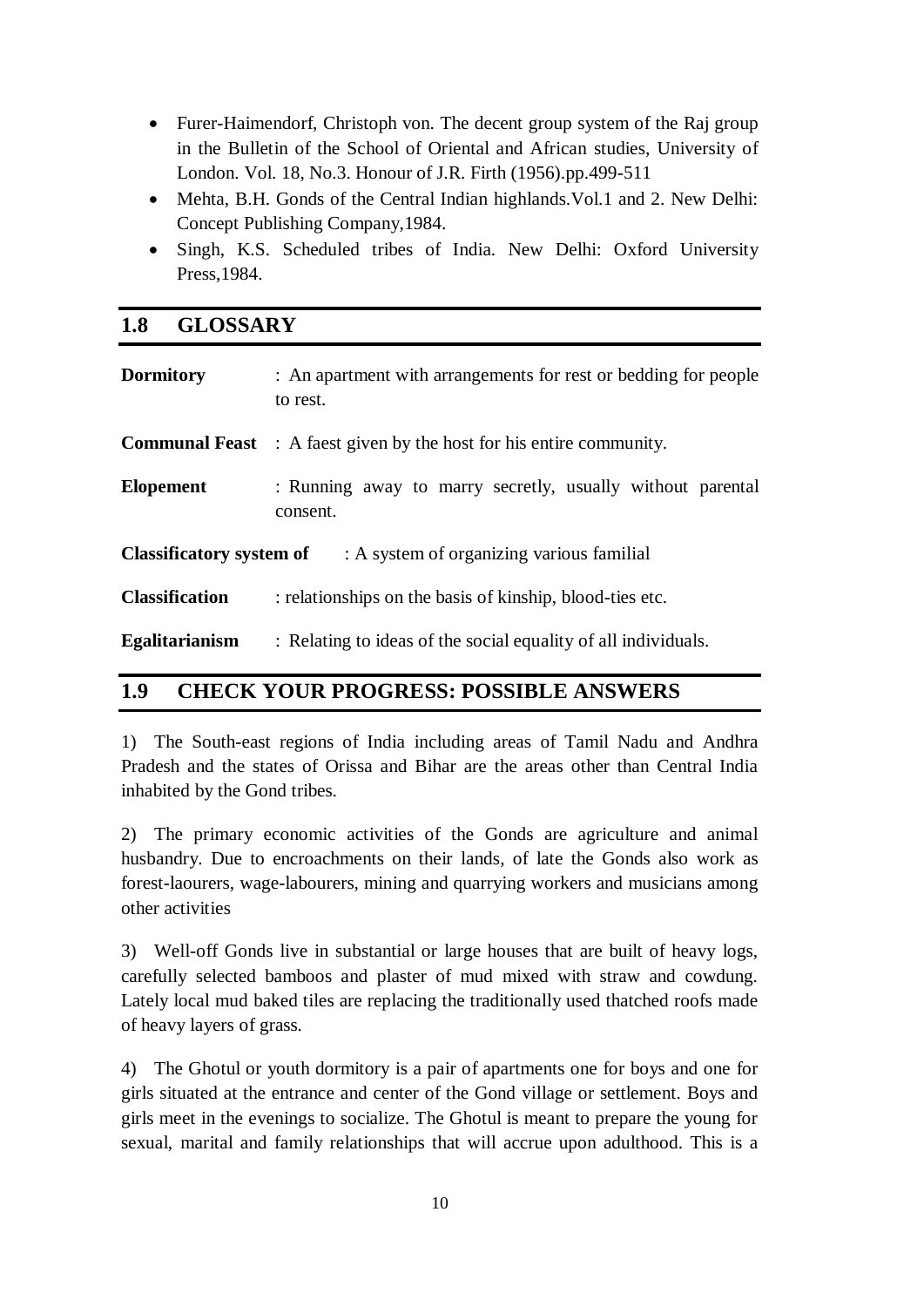- Furer-Haimendorf, Christoph von. The decent group system of the Raj group in the Bulletin of the School of Oriental and African studies, University of London. Vol. 18, No.3. Honour of J.R. Firth (1956).pp.499-511
- Mehta, B.H. Gonds of the Central Indian highlands.Vol.1 and 2. New Delhi: Concept Publishing Company,1984.
- Singh, K.S. Scheduled tribes of India. New Delhi: Oxford University Press,1984.

## 1.8 GLOSSARY

**Dormitory** : An apartment with arrangements for rest or bedding for people to rest.

**Communal Feast** : A faest given by the host for his entire community.

**Elopement** : Running away to marry secretly, usually without parental consent.

**Classificatory system of** : A system of organizing various familial

**Classification** : relationships on the basis of kinship, blood-ties etc.

**Egalitarianism** : Relating to ideas of the social equality of all individuals.

## 1.9 CHECK YOUR PROGRESS: POSSIBLE ANSWERS

1) The South-east regions of India including areas of Tamil Nadu and Andhra Pradesh and the states of Orissa and Bihar are the areas other than Central India inhabited by the Gond tribes.

2) The primary economic activities of the Gonds are agriculture and animal husbandry. Due to encroachments on their lands, of late the Gonds also work as forest-laourers, wage-labourers, mining and quarrying workers and musicians among other activities

3) Well-off Gonds live in substantial or large houses that are built of heavy logs, carefully selected bamboos and plaster of mud mixed with straw and cowdung. Lately local mud baked tiles are replacing the traditionally used thatched roofs made of heavy layers of grass.

4) The Ghotul or youth dormitory is a pair of apartments one for boys and one for girls situated at the entrance and center of the Gond village or settlement. Boys and girls meet in the evenings to socialize. The Ghotul is meant to prepare the young for sexual, marital and family relationships that will accrue upon adulthood. This is a